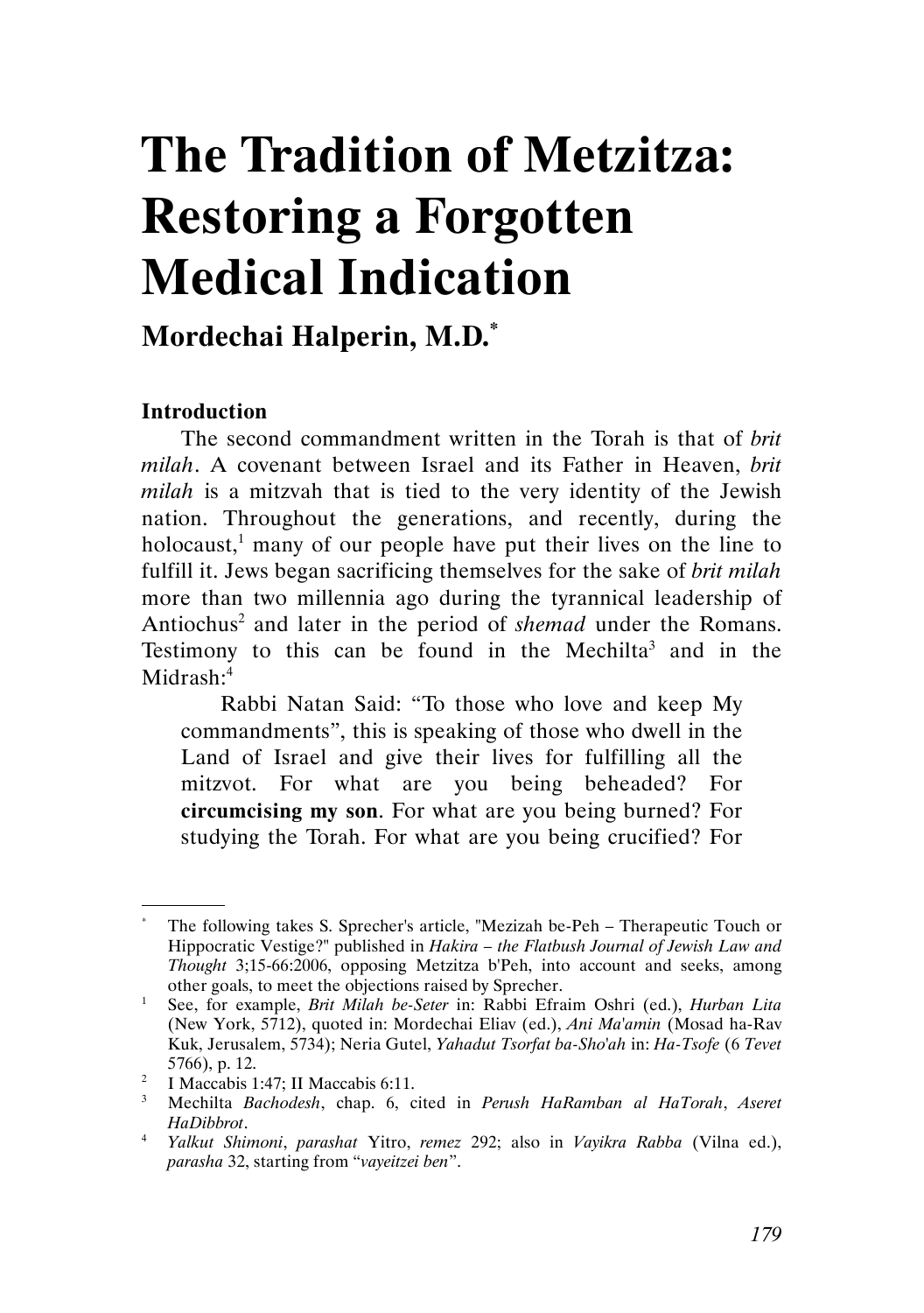# The Tradition of Metzitza: Restoring a Forgotten Medical Indication

## Mordechai Halperin, M.D.[*]

### Introduction

The second commandment written in the Torah is that of *brit milah*. A covenant between Israel and its Father in Heaven, *brit milah* is a mitzvah that is tied to the very identity of the Jewish nation. Throughout the generations, and recently, during the holocaust,[1] many of our people have put their lives on the line to fulfill it. Jews began sacrificing themselves for the sake of *brit milah* more than two millennia ago during the tyrannical leadership of Antiochus[2] and later in the period of *shemad* under the Romans. Testimony to this can be found in the Mechilta[3] and in the Midrash:[4]

> Rabbi Natan Said: "To those who love and keep My commandments", this is speaking of those who dwell in the Land of Israel and give their lives for fulfilling all the mitzvot. For what are you being beheaded? For **circumcising my son**. For what are you being burned? For studying the Torah. For what are you being crucified? For

---

[*] The following takes S. Sprecher's article, "Mezizah be-Peh – Therapeutic Touch or Hippocratic Vestige?" published in *Hakira – the Flatbush Journal of Jewish Law and Thought* 3;15-66:2006, opposing Metzitza b'Peh, into account and seeks, among other goals, to meet the objections raised by Sprecher.

[1] See, for example, *Brit Milah be-Seter* in: Rabbi Efraim Oshri (ed.), *Hurban Lita* (New York, 5712), quoted in: Mordechai Eliav (ed.), *Ani Ma'amin* (Mosad ha-Rav Kuk, Jerusalem, 5734); Neria Gutel, *Yahadut Tsorfat ba-Sho'ah* in: *Ha-Tsofe* (6 *Tevet* 5766), p. 12.

[2] I Maccabis 1:47; II Maccabis 6:11.

[3] Mechilta *Bachodesh*, chap. 6, cited in *Perush HaRamban al HaTorah*, *Aseret HaDibbrot*.

[4] *Yalkut Shimoni*, *parashat* Yitro, *remez* 292; also in *Vayikra Rabba* (Vilna ed.), *parasha* 32, starting from "*vayeitzei ben*".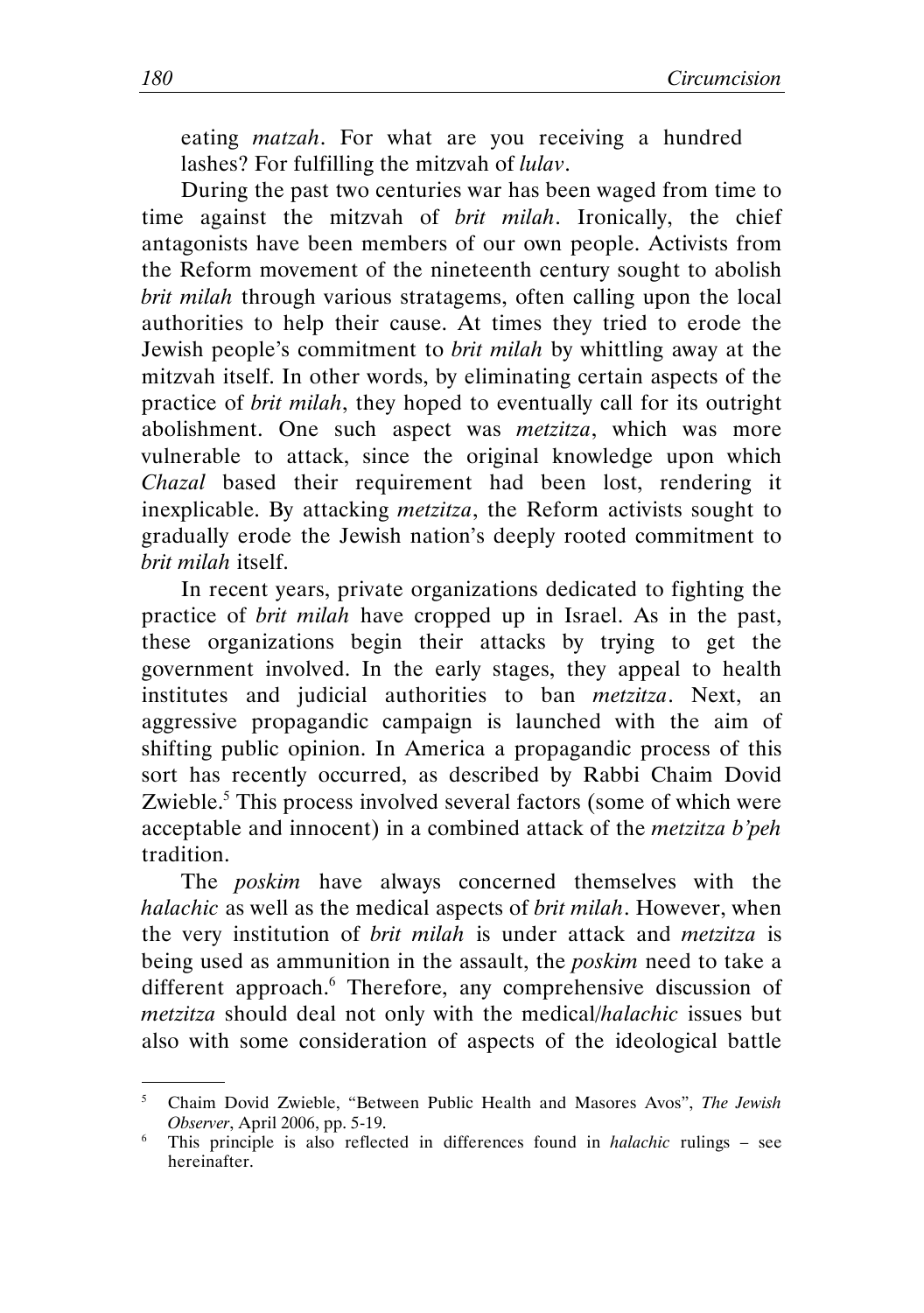eating *matzah*. For what are you receiving a hundred lashes? For fulfilling the mitzvah of *lulav*.

During the past two centuries war has been waged from time to time against the mitzvah of *brit milah*. Ironically, the chief antagonists have been members of our own people. Activists from the Reform movement of the nineteenth century sought to abolish *brit milah* through various stratagems, often calling upon the local authorities to help their cause. At times they tried to erode the Jewish people's commitment to *brit milah* by whittling away at the mitzvah itself. In other words, by eliminating certain aspects of the practice of *brit milah*, they hoped to eventually call for its outright abolishment. One such aspect was *metzitza*, which was more vulnerable to attack, since the original knowledge upon which *Chazal* based their requirement had been lost, rendering it inexplicable. By attacking *metzitza*, the Reform activists sought to gradually erode the Jewish nation's deeply rooted commitment to *brit milah* itself.

In recent years, private organizations dedicated to fighting the practice of *brit milah* have cropped up in Israel. As in the past, these organizations begin their attacks by trying to get the government involved. In the early stages, they appeal to health institutes and judicial authorities to ban *metzitza*. Next, an aggressive propagandic campaign is launched with the aim of shifting public opinion. In America a propagandic process of this sort has recently occurred, as described by Rabbi Chaim Dovid Zwieble.[5] This process involved several factors (some of which were acceptable and innocent) in a combined attack of the *metzitza b'peh* tradition.

The *poskim* have always concerned themselves with the *halachic* as well as the medical aspects of *brit milah*. However, when the very institution of *brit milah* is under attack and *metzitza* is being used as ammunition in the assault, the *poskim* need to take a different approach.[6] Therefore, any comprehensive discussion of *metzitza* should deal not only with the medical/*halachic* issues but also with some consideration of aspects of the ideological battle

---

[5] Chaim Dovid Zwieble, "Between Public Health and Masores Avos", *The Jewish Observer*, April 2006, pp. 5-19.

[6] This principle is also reflected in differences found in *halachic* rulings – see hereinafter.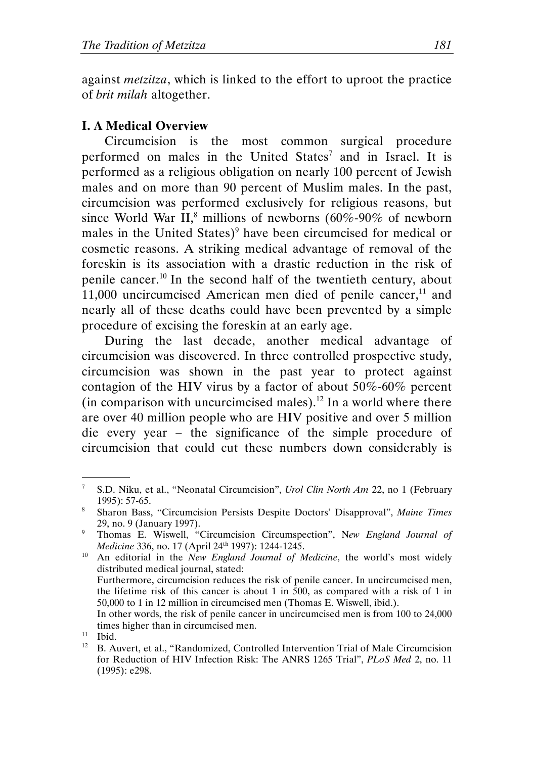against *metzitza*, which is linked to the effort to uproot the practice of *brit milah* altogether.

## I. A Medical Overview

Circumcision is the most common surgical procedure performed on males in the United States[7] and in Israel. It is performed as a religious obligation on nearly 100 percent of Jewish males and on more than 90 percent of Muslim males. In the past, circumcision was performed exclusively for religious reasons, but since World War II,[8] millions of newborns (60%-90% of newborn males in the United States)[9] have been circumcised for medical or cosmetic reasons. A striking medical advantage of removal of the foreskin is its association with a drastic reduction in the risk of penile cancer.[10] In the second half of the twentieth century, about 11,000 uncircumcised American men died of penile cancer,[11] and nearly all of these deaths could have been prevented by a simple procedure of excising the foreskin at an early age.

During the last decade, another medical advantage of circumcision was discovered. In three controlled prospective study, circumcision was shown in the past year to protect against contagion of the HIV virus by a factor of about 50%-60% percent (in comparison with uncurcimcised males).[12] In a world where there are over 40 million people who are HIV positive and over 5 million die every year – the significance of the simple procedure of circumcision that could cut these numbers down considerably is

---

[7] S.D. Niku, et al., "Neonatal Circumcision", *Urol Clin North Am* 22, no 1 (February 1995): 57-65.

[8] Sharon Bass, "Circumcision Persists Despite Doctors' Disapproval", *Maine Times* 29, no. 9 (January 1997).

[9] Thomas E. Wiswell, "Circumcision Circumspection", N*ew England Journal of Medicine* 336, no. 17 (April 24th 1997): 1244-1245.

[10] An editorial in the *New England Journal of Medicine*, the world's most widely distributed medical journal, stated:
Furthermore, circumcision reduces the risk of penile cancer. In uncircumcised men, the lifetime risk of this cancer is about 1 in 500, as compared with a risk of 1 in 50,000 to 1 in 12 million in circumcised men (Thomas E. Wiswell, ibid.).
In other words, the risk of penile cancer in uncircumcised men is from 100 to 24,000 times higher than in circumcised men.

[11] Ibid.

[12] B. Auvert, et al., "Randomized, Controlled Intervention Trial of Male Circumcision for Reduction of HIV Infection Risk: The ANRS 1265 Trial", *PLoS Med* 2, no. 11 (1995): e298.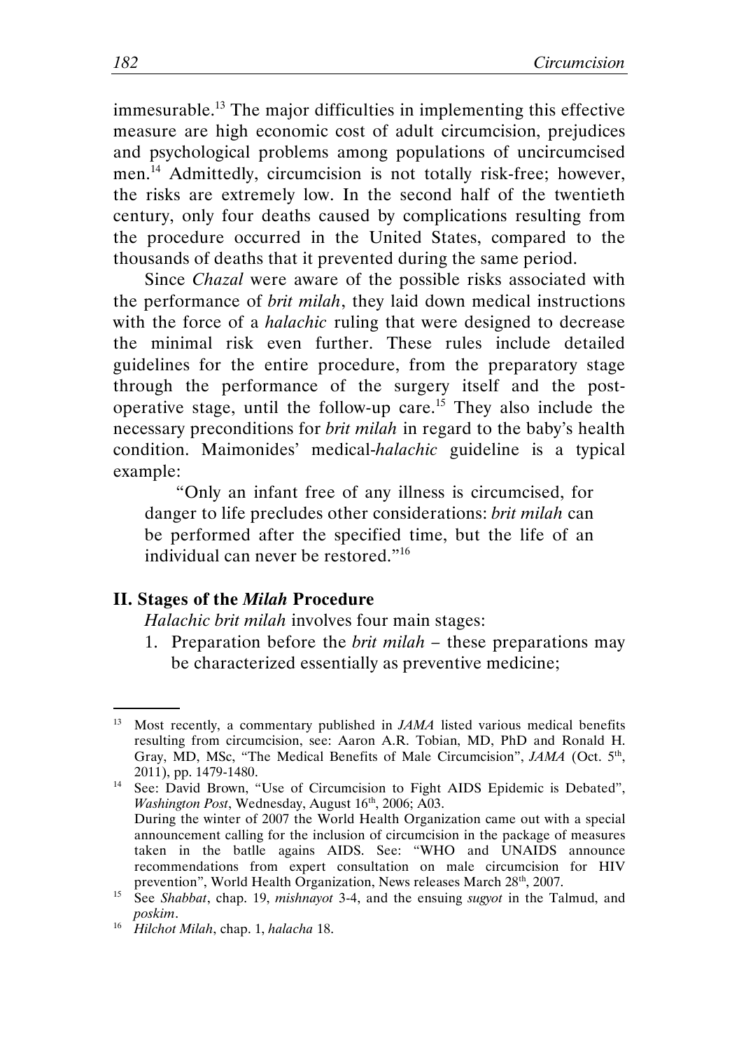immesurable.[13] The major difficulties in implementing this effective measure are high economic cost of adult circumcision, prejudices and psychological problems among populations of uncircumcised men.[14] Admittedly, circumcision is not totally risk-free; however, the risks are extremely low. In the second half of the twentieth century, only four deaths caused by complications resulting from the procedure occurred in the United States, compared to the thousands of deaths that it prevented during the same period.

Since *Chazal* were aware of the possible risks associated with the performance of *brit milah*, they laid down medical instructions with the force of a *halachic* ruling that were designed to decrease the minimal risk even further. These rules include detailed guidelines for the entire procedure, from the preparatory stage through the performance of the surgery itself and the post-operative stage, until the follow-up care.[15] They also include the necessary preconditions for *brit milah* in regard to the baby's health condition. Maimonides' medical-*halachic* guideline is a typical example:

> "Only an infant free of any illness is circumcised, for danger to life precludes other considerations: *brit milah* can be performed after the specified time, but the life of an individual can never be restored."[16]

## II. Stages of the *Milah* Procedure

*Halachic brit milah* involves four main stages:

1. Preparation before the *brit milah* – these preparations may be characterized essentially as preventive medicine;

---

[13] Most recently, a commentary published in *JAMA* listed various medical benefits resulting from circumcision, see: Aaron A.R. Tobian, MD, PhD and Ronald H. Gray, MD, MSc, "The Medical Benefits of Male Circumcision", *JAMA* (Oct. 5th, 2011), pp. 1479-1480.

[14] See: David Brown, "Use of Circumcision to Fight AIDS Epidemic is Debated", *Washington Post*, Wednesday, August 16th, 2006; A03.
During the winter of 2007 the World Health Organization came out with a special announcement calling for the inclusion of circumcision in the package of measures taken in the batlle agains AIDS. See: "WHO and UNAIDS announce recommendations from expert consultation on male circumcision for HIV prevention", World Health Organization, News releases March 28th, 2007.

[15] See *Shabbat*, chap. 19, *mishnayot* 3-4, and the ensuing *sugyot* in the Talmud, and *poskim*.

[16] *Hilchot Milah*, chap. 1, *halacha* 18.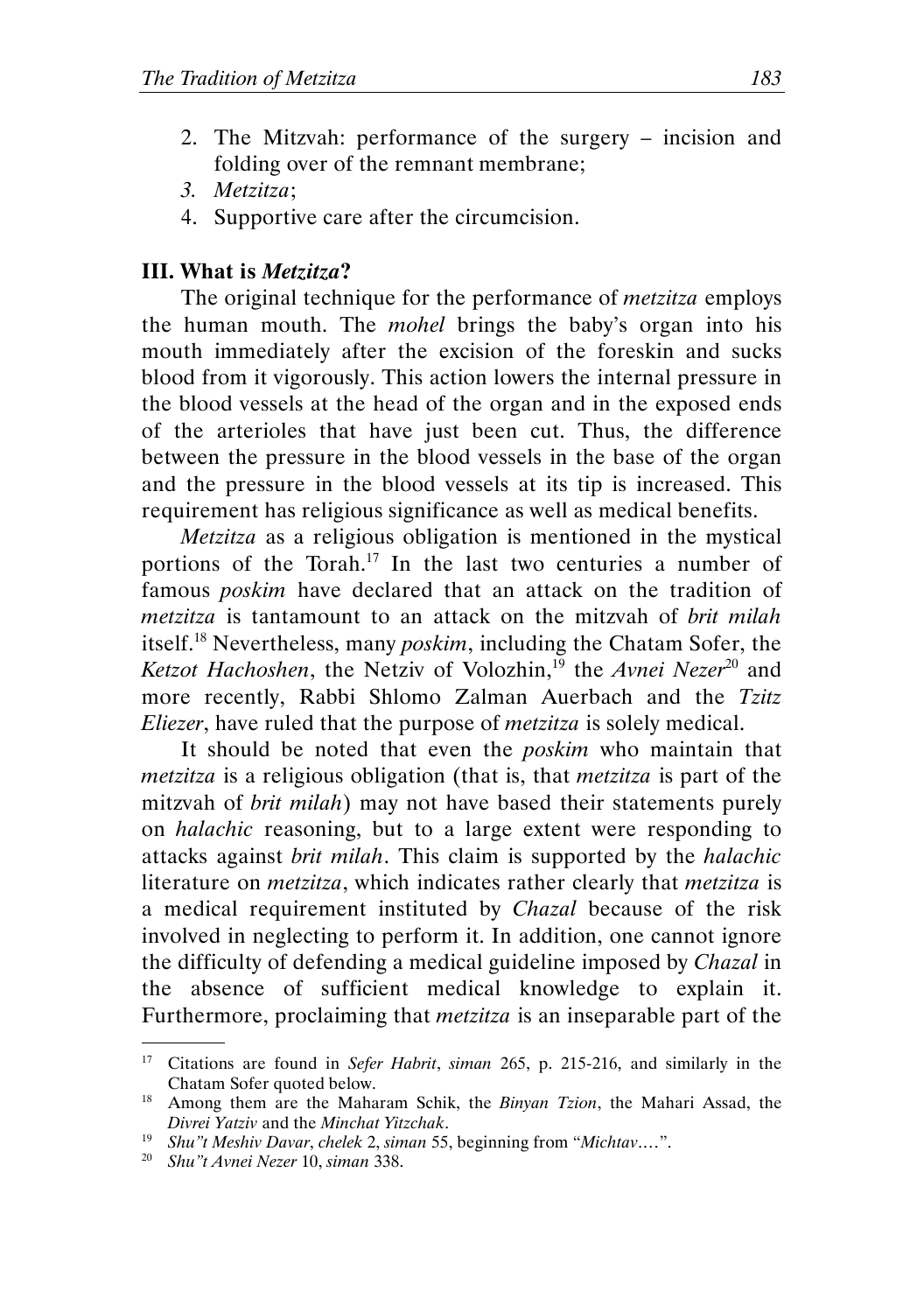2. The Mitzvah: performance of the surgery – incision and folding over of the remnant membrane;
3. *Metzitza*;
4. Supportive care after the circumcision.

### III. What is *Metzitza*?

The original technique for the performance of *metzitza* employs the human mouth. The *mohel* brings the baby's organ into his mouth immediately after the excision of the foreskin and sucks blood from it vigorously. This action lowers the internal pressure in the blood vessels at the head of the organ and in the exposed ends of the arterioles that have just been cut. Thus, the difference between the pressure in the blood vessels in the base of the organ and the pressure in the blood vessels at its tip is increased. This requirement has religious significance as well as medical benefits.

*Metzitza* as a religious obligation is mentioned in the mystical portions of the Torah.[17] In the last two centuries a number of famous *poskim* have declared that an attack on the tradition of *metzitza* is tantamount to an attack on the mitzvah of *brit milah* itself.[18] Nevertheless, many *poskim*, including the Chatam Sofer, the *Ketzot Hachoshen*, the Netziv of Volozhin,[19] the *Avnei Nezer*[20] and more recently, Rabbi Shlomo Zalman Auerbach and the *Tzitz Eliezer*, have ruled that the purpose of *metzitza* is solely medical.

It should be noted that even the *poskim* who maintain that *metzitza* is a religious obligation (that is, that *metzitza* is part of the mitzvah of *brit milah*) may not have based their statements purely on *halachic* reasoning, but to a large extent were responding to attacks against *brit milah*. This claim is supported by the *halachic* literature on *metzitza*, which indicates rather clearly that *metzitza* is a medical requirement instituted by *Chazal* because of the risk involved in neglecting to perform it. In addition, one cannot ignore the difficulty of defending a medical guideline imposed by *Chazal* in the absence of sufficient medical knowledge to explain it. Furthermore, proclaiming that *metzitza* is an inseparable part of the

---

[17] Citations are found in *Sefer Habrit*, *siman* 265, p. 215-216, and similarly in the Chatam Sofer quoted below.

[18] Among them are the Maharam Schik, the *Binyan Tzion*, the Mahari Assad, the *Divrei Yatziv* and the *Minchat Yitzchak*.

[19] *Shu"t Meshiv Davar*, *chelek* 2, *siman* 55, beginning from "*Michtav*....".

[20] *Shu"t Avnei Nezer* 10, *siman* 338.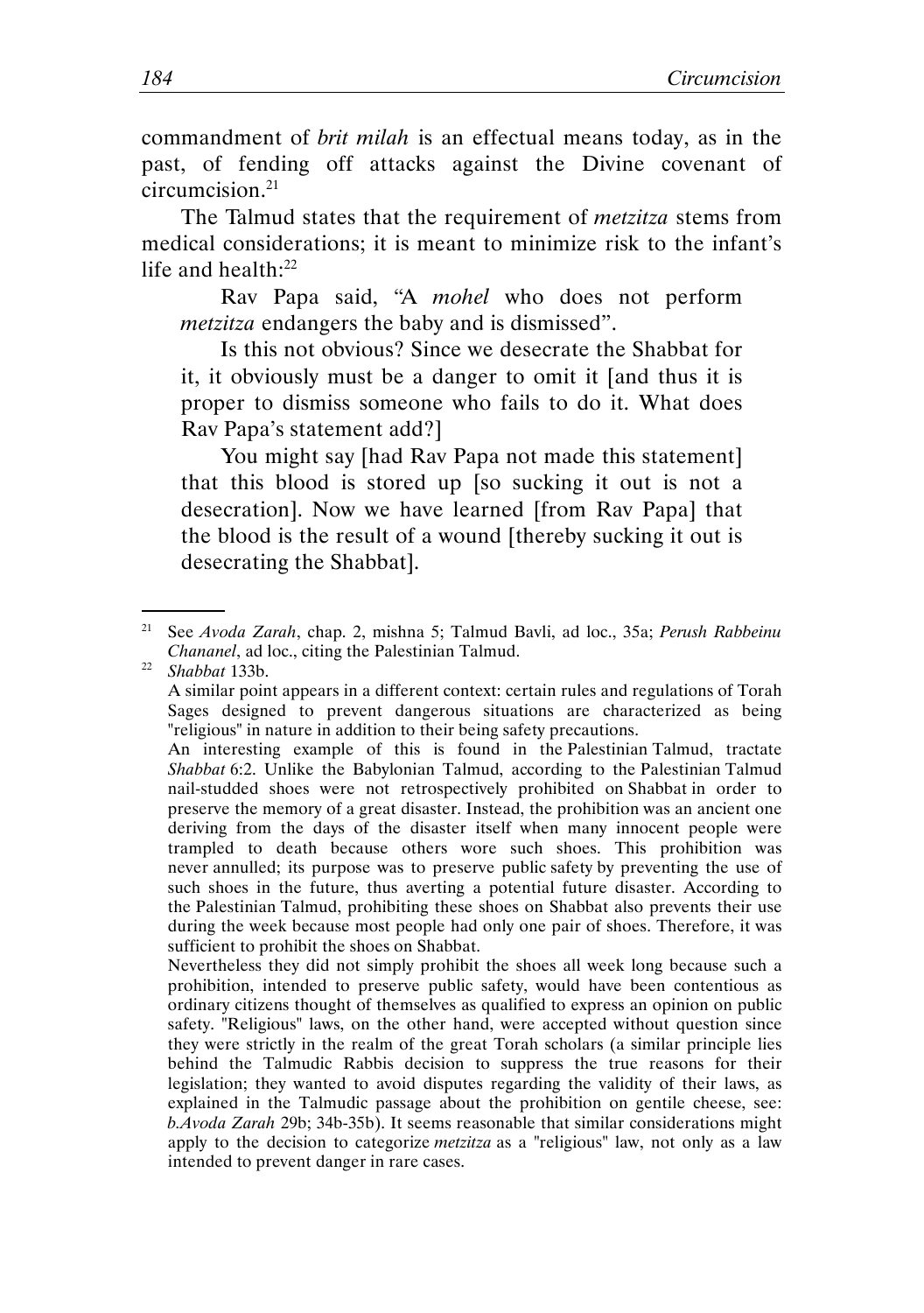commandment of *brit milah* is an effectual means today, as in the past, of fending off attacks against the Divine covenant of circumcision.[21]

The Talmud states that the requirement of *metzitza* stems from medical considerations; it is meant to minimize risk to the infant's life and health:[22]

> Rav Papa said, "A *mohel* who does not perform *metzitza* endangers the baby and is dismissed".
>
> Is this not obvious? Since we desecrate the Shabbat for it, it obviously must be a danger to omit it [and thus it is proper to dismiss someone who fails to do it. What does Rav Papa's statement add?]
>
> You might say [had Rav Papa not made this statement] that this blood is stored up [so sucking it out is not a desecration]. Now we have learned [from Rav Papa] that the blood is the result of a wound [thereby sucking it out is desecrating the Shabbat].

---

[21] See *Avoda Zarah*, chap. 2, mishna 5; Talmud Bavli, ad loc., 35a; *Perush Rabbeinu Chananel*, ad loc., citing the Palestinian Talmud.

[22] *Shabbat* 133b.
A similar point appears in a different context: certain rules and regulations of Torah Sages designed to prevent dangerous situations are characterized as being "religious" in nature in addition to their being safety precautions.
An interesting example of this is found in the Palestinian Talmud, tractate *Shabbat* 6:2. Unlike the Babylonian Talmud, according to the Palestinian Talmud nail-studded shoes were not retrospectively prohibited on Shabbat in order to preserve the memory of a great disaster. Instead, the prohibition was an ancient one deriving from the days of the disaster itself when many innocent people were trampled to death because others wore such shoes. This prohibition was never annulled; its purpose was to preserve public safety by preventing the use of such shoes in the future, thus averting a potential future disaster. According to the Palestinian Talmud, prohibiting these shoes on Shabbat also prevents their use during the week because most people had only one pair of shoes. Therefore, it was sufficient to prohibit the shoes on Shabbat.
Nevertheless they did not simply prohibit the shoes all week long because such a prohibition, intended to preserve public safety, would have been contentious as ordinary citizens thought of themselves as qualified to express an opinion on public safety. "Religious" laws, on the other hand, were accepted without question since they were strictly in the realm of the great Torah scholars (a similar principle lies behind the Talmudic Rabbis decision to suppress the true reasons for their legislation; they wanted to avoid disputes regarding the validity of their laws, as explained in the Talmudic passage about the prohibition on gentile cheese, see: *b.Avoda Zarah* 29b; 34b-35b). It seems reasonable that similar considerations might apply to the decision to categorize *metzitza* as a "religious" law, not only as a law intended to prevent danger in rare cases.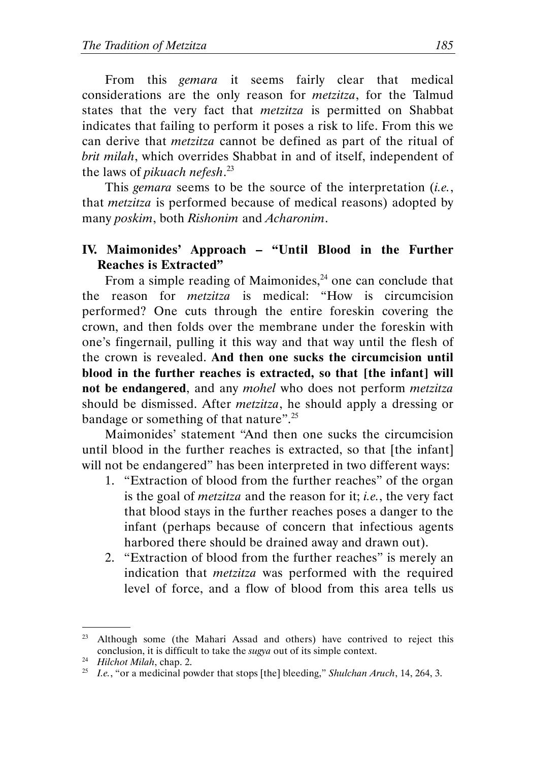From this *gemara* it seems fairly clear that medical considerations are the only reason for *metzitza*, for the Talmud states that the very fact that *metzitza* is permitted on Shabbat indicates that failing to perform it poses a risk to life. From this we can derive that *metzitza* cannot be defined as part of the ritual of *brit milah*, which overrides Shabbat in and of itself, independent of the laws of *pikuach nefesh*.[23]

This *gemara* seems to be the source of the interpretation (*i.e.*, that *metzitza* is performed because of medical reasons) adopted by many *poskim*, both *Rishonim* and *Acharonim*.

## IV. Maimonides' Approach – "Until Blood in the Further Reaches is Extracted"

From a simple reading of Maimonides,[24] one can conclude that the reason for *metzitza* is medical: "How is circumcision performed? One cuts through the entire foreskin covering the crown, and then folds over the membrane under the foreskin with one's fingernail, pulling it this way and that way until the flesh of the crown is revealed. **And then one sucks the circumcision until blood in the further reaches is extracted, so that [the infant] will not be endangered**, and any *mohel* who does not perform *metzitza* should be dismissed. After *metzitza*, he should apply a dressing or bandage or something of that nature".[25]

Maimonides' statement "And then one sucks the circumcision until blood in the further reaches is extracted, so that [the infant] will not be endangered" has been interpreted in two different ways:

1. "Extraction of blood from the further reaches" of the organ is the goal of *metzitza* and the reason for it; *i.e.*, the very fact that blood stays in the further reaches poses a danger to the infant (perhaps because of concern that infectious agents harbored there should be drained away and drawn out).
2. "Extraction of blood from the further reaches" is merely an indication that *metzitza* was performed with the required level of force, and a flow of blood from this area tells us

---

[23] Although some (the Mahari Assad and others) have contrived to reject this conclusion, it is difficult to take the *sugya* out of its simple context.

[24] *Hilchot Milah*, chap. 2.

[25] *I.e.*, "or a medicinal powder that stops [the] bleeding," *Shulchan Aruch*, 14, 264, 3.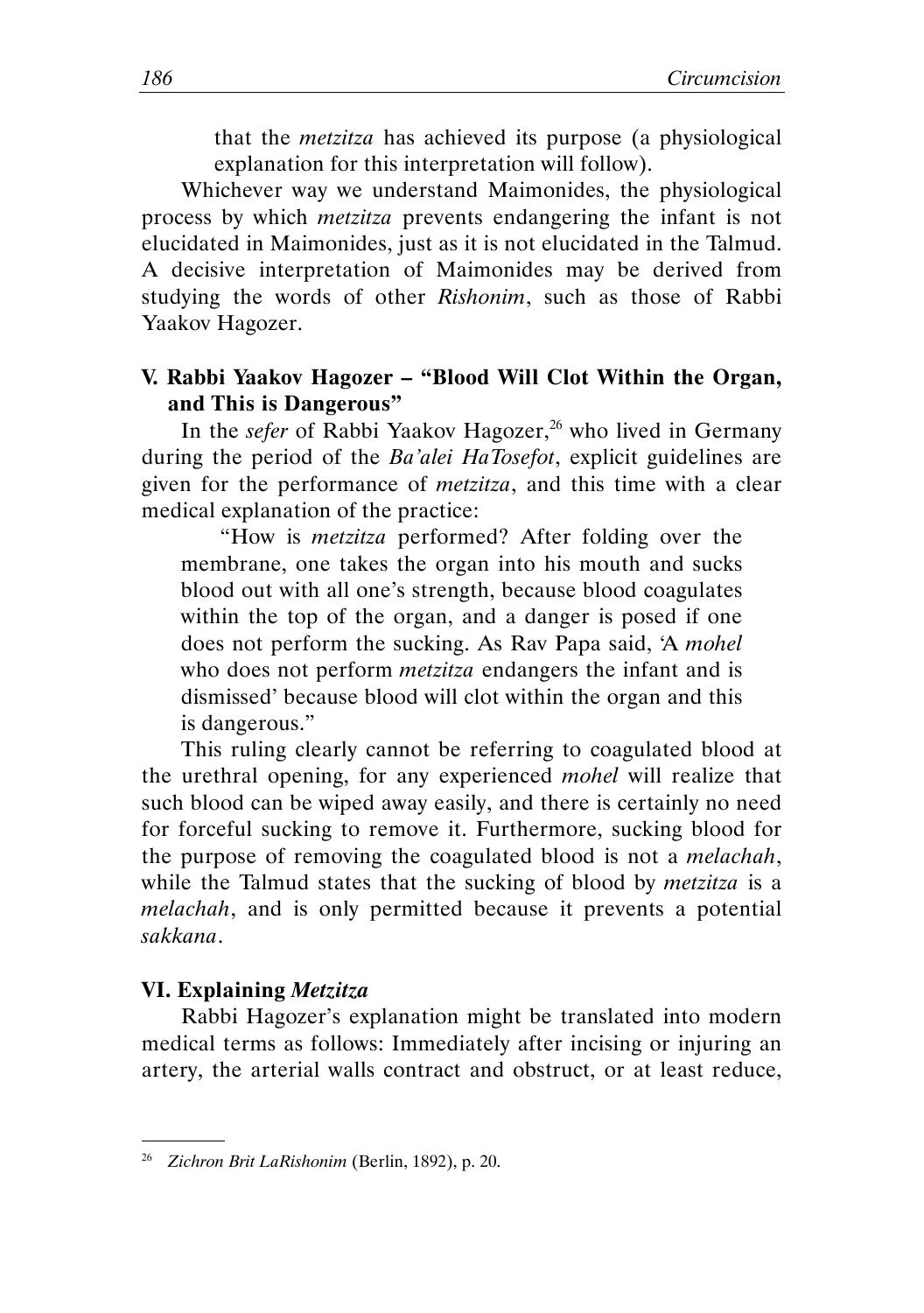that the *metzitza* has achieved its purpose (a physiological explanation for this interpretation will follow).

Whichever way we understand Maimonides, the physiological process by which *metzitza* prevents endangering the infant is not elucidated in Maimonides, just as it is not elucidated in the Talmud. A decisive interpretation of Maimonides may be derived from studying the words of other *Rishonim*, such as those of Rabbi Yaakov Hagozer.

### V. Rabbi Yaakov Hagozer – "Blood Will Clot Within the Organ, and This is Dangerous"

In the *sefer* of Rabbi Yaakov Hagozer,[26] who lived in Germany during the period of the *Ba'alei HaTosefot*, explicit guidelines are given for the performance of *metzitza*, and this time with a clear medical explanation of the practice:

> "How is *metzitza* performed? After folding over the membrane, one takes the organ into his mouth and sucks blood out with all one's strength, because blood coagulates within the top of the organ, and a danger is posed if one does not perform the sucking. As Rav Papa said, 'A *mohel* who does not perform *metzitza* endangers the infant and is dismissed' because blood will clot within the organ and this is dangerous."

This ruling clearly cannot be referring to coagulated blood at the urethral opening, for any experienced *mohel* will realize that such blood can be wiped away easily, and there is certainly no need for forceful sucking to remove it. Furthermore, sucking blood for the purpose of removing the coagulated blood is not a *melachah*, while the Talmud states that the sucking of blood by *metzitza* is a *melachah*, and is only permitted because it prevents a potential *sakkana*.

### VI. Explaining *Metzitza*

Rabbi Hagozer's explanation might be translated into modern medical terms as follows: Immediately after incising or injuring an artery, the arterial walls contract and obstruct, or at least reduce,

---

[26] *Zichron Brit LaRishonim* (Berlin, 1892), p. 20.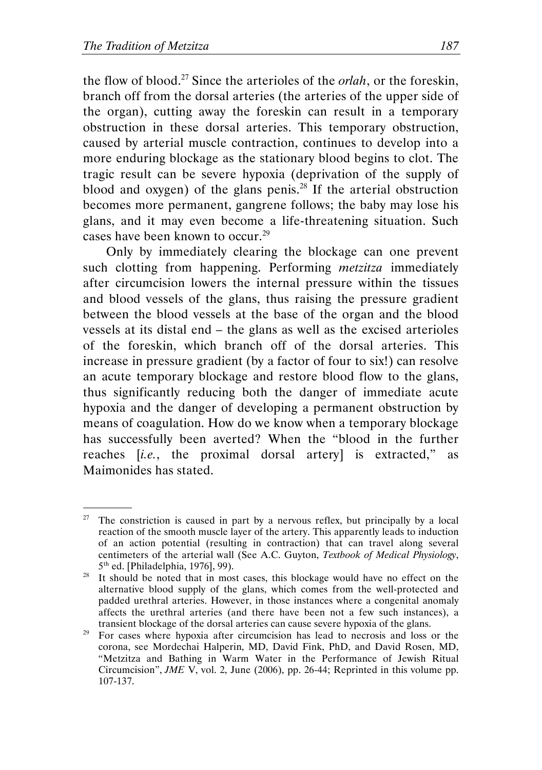the flow of blood.[27] Since the arterioles of the *orlah*, or the foreskin, branch off from the dorsal arteries (the arteries of the upper side of the organ), cutting away the foreskin can result in a temporary obstruction in these dorsal arteries. This temporary obstruction, caused by arterial muscle contraction, continues to develop into a more enduring blockage as the stationary blood begins to clot. The tragic result can be severe hypoxia (deprivation of the supply of blood and oxygen) of the glans penis.[28] If the arterial obstruction becomes more permanent, gangrene follows; the baby may lose his glans, and it may even become a life-threatening situation. Such cases have been known to occur.[29]

Only by immediately clearing the blockage can one prevent such clotting from happening. Performing *metzitza* immediately after circumcision lowers the internal pressure within the tissues and blood vessels of the glans, thus raising the pressure gradient between the blood vessels at the base of the organ and the blood vessels at its distal end – the glans as well as the excised arterioles of the foreskin, which branch off of the dorsal arteries. This increase in pressure gradient (by a factor of four to six!) can resolve an acute temporary blockage and restore blood flow to the glans, thus significantly reducing both the danger of immediate acute hypoxia and the danger of developing a permanent obstruction by means of coagulation. How do we know when a temporary blockage has successfully been averted? When the "blood in the further reaches [*i.e.*, the proximal dorsal artery] is extracted," as Maimonides has stated.

---

[27] The constriction is caused in part by a nervous reflex, but principally by a local reaction of the smooth muscle layer of the artery. This apparently leads to induction of an action potential (resulting in contraction) that can travel along several centimeters of the arterial wall (See A.C. Guyton, *Textbook of Medical Physiology*, 5th ed. [Philadelphia, 1976], 99).

[28] It should be noted that in most cases, this blockage would have no effect on the alternative blood supply of the glans, which comes from the well-protected and padded urethral arteries. However, in those instances where a congenital anomaly affects the urethral arteries (and there have been not a few such instances), a transient blockage of the dorsal arteries can cause severe hypoxia of the glans.

[29] For cases where hypoxia after circumcision has lead to necrosis and loss or the corona, see Mordechai Halperin, MD, David Fink, PhD, and David Rosen, MD, "Metzitza and Bathing in Warm Water in the Performance of Jewish Ritual Circumcision", *JME* V, vol. 2, June (2006), pp. 26-44; Reprinted in this volume pp. 107-137.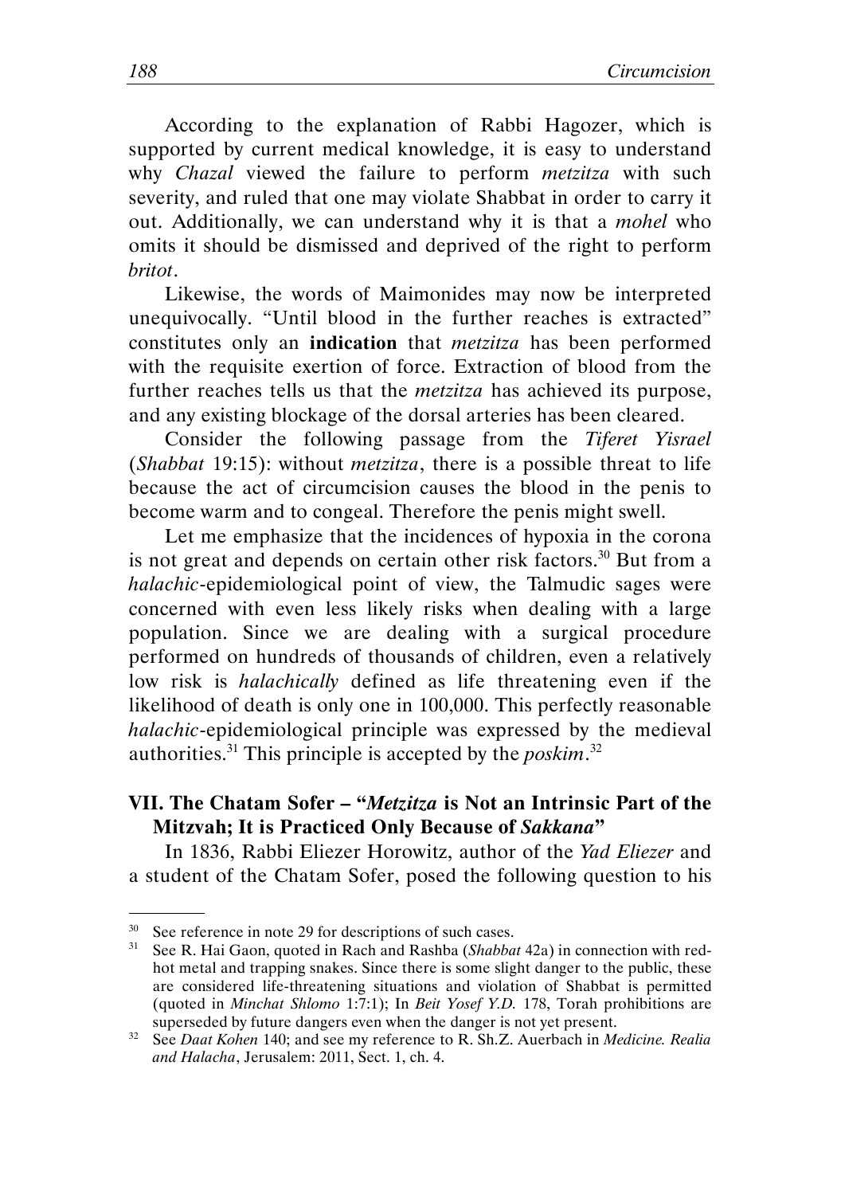According to the explanation of Rabbi Hagozer, which is supported by current medical knowledge, it is easy to understand why *Chazal* viewed the failure to perform *metzitza* with such severity, and ruled that one may violate Shabbat in order to carry it out. Additionally, we can understand why it is that a *mohel* who omits it should be dismissed and deprived of the right to perform *britot*.

Likewise, the words of Maimonides may now be interpreted unequivocally. "Until blood in the further reaches is extracted" constitutes only an **indication** that *metzitza* has been performed with the requisite exertion of force. Extraction of blood from the further reaches tells us that the *metzitza* has achieved its purpose, and any existing blockage of the dorsal arteries has been cleared.

Consider the following passage from the *Tiferet Yisrael* (*Shabbat* 19:15): without *metzitza*, there is a possible threat to life because the act of circumcision causes the blood in the penis to become warm and to congeal. Therefore the penis might swell.

Let me emphasize that the incidences of hypoxia in the corona is not great and depends on certain other risk factors.[30] But from a *halachic*-epidemiological point of view, the Talmudic sages were concerned with even less likely risks when dealing with a large population. Since we are dealing with a surgical procedure performed on hundreds of thousands of children, even a relatively low risk is *halachically* defined as life threatening even if the likelihood of death is only one in 100,000. This perfectly reasonable *halachic*-epidemiological principle was expressed by the medieval authorities.[31] This principle is accepted by the *poskim*.[32]

## VII. The Chatam Sofer – "*Metzitza* is Not an Intrinsic Part of the Mitzvah; It is Practiced Only Because of *Sakkana*"

In 1836, Rabbi Eliezer Horowitz, author of the *Yad Eliezer* and a student of the Chatam Sofer, posed the following question to his

---

[30] See reference in note 29 for descriptions of such cases.

[31] See R. Hai Gaon, quoted in Rach and Rashba (*Shabbat* 42a) in connection with red-hot metal and trapping snakes. Since there is some slight danger to the public, these are considered life-threatening situations and violation of Shabbat is permitted (quoted in *Minchat Shlomo* 1:7:1); In *Beit Yosef Y.D.* 178, Torah prohibitions are superseded by future dangers even when the danger is not yet present.

[32] See *Daat Kohen* 140; and see my reference to R. Sh.Z. Auerbach in *Medicine. Realia and Halacha*, Jerusalem: 2011, Sect. 1, ch. 4.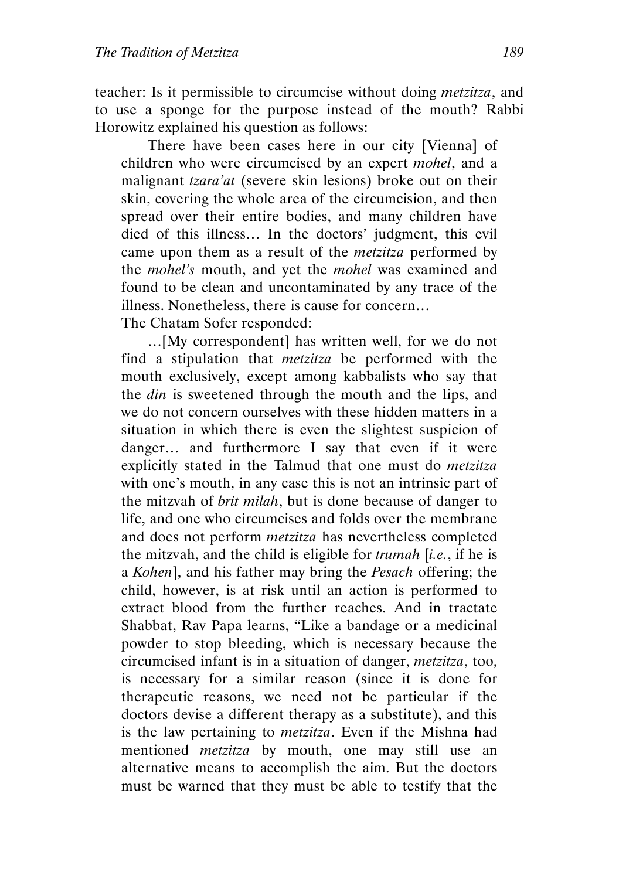teacher: Is it permissible to circumcise without doing *metzitza*, and to use a sponge for the purpose instead of the mouth? Rabbi Horowitz explained his question as follows:

> There have been cases here in our city [Vienna] of children who were circumcised by an expert *mohel*, and a malignant *tzara'at* (severe skin lesions) broke out on their skin, covering the whole area of the circumcision, and then spread over their entire bodies, and many children have died of this illness… In the doctors' judgment, this evil came upon them as a result of the *metzitza* performed by the *mohel's* mouth, and yet the *mohel* was examined and found to be clean and uncontaminated by any trace of the illness. Nonetheless, there is cause for concern…

The Chatam Sofer responded:

> …[My correspondent] has written well, for we do not find a stipulation that *metzitza* be performed with the mouth exclusively, except among kabbalists who say that the *din* is sweetened through the mouth and the lips, and we do not concern ourselves with these hidden matters in a situation in which there is even the slightest suspicion of danger… and furthermore I say that even if it were explicitly stated in the Talmud that one must do *metzitza* with one's mouth, in any case this is not an intrinsic part of the mitzvah of *brit milah*, but is done because of danger to life, and one who circumcises and folds over the membrane and does not perform *metzitza* has nevertheless completed the mitzvah, and the child is eligible for *trumah* [*i.e.*, if he is a *Kohen*], and his father may bring the *Pesach* offering; the child, however, is at risk until an action is performed to extract blood from the further reaches. And in tractate Shabbat, Rav Papa learns, "Like a bandage or a medicinal powder to stop bleeding, which is necessary because the circumcised infant is in a situation of danger, *metzitza*, too, is necessary for a similar reason (since it is done for therapeutic reasons, we need not be particular if the doctors devise a different therapy as a substitute), and this is the law pertaining to *metzitza*. Even if the Mishna had mentioned *metzitza* by mouth, one may still use an alternative means to accomplish the aim. But the doctors must be warned that they must be able to testify that the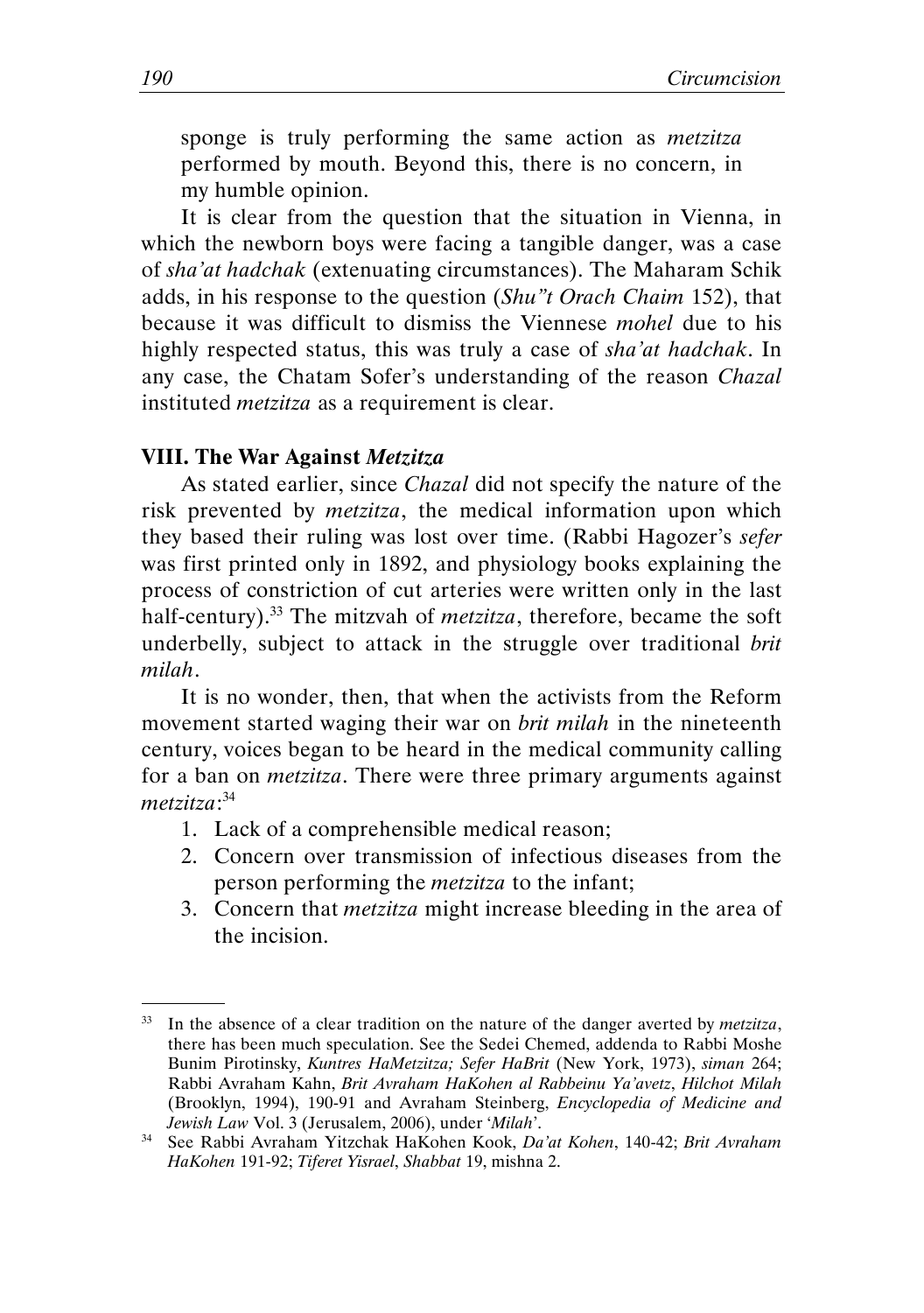sponge is truly performing the same action as *metzitza* performed by mouth. Beyond this, there is no concern, in my humble opinion.

It is clear from the question that the situation in Vienna, in which the newborn boys were facing a tangible danger, was a case of *sha'at hadchak* (extenuating circumstances). The Maharam Schik adds, in his response to the question (*Shu"t Orach Chaim* 152), that because it was difficult to dismiss the Viennese *mohel* due to his highly respected status, this was truly a case of *sha'at hadchak*. In any case, the Chatam Sofer's understanding of the reason *Chazal* instituted *metzitza* as a requirement is clear.

### VIII. The War Against *Metzitza*

As stated earlier, since *Chazal* did not specify the nature of the risk prevented by *metzitza*, the medical information upon which they based their ruling was lost over time. (Rabbi Hagozer's *sefer* was first printed only in 1892, and physiology books explaining the process of constriction of cut arteries were written only in the last half-century).[33] The mitzvah of *metzitza*, therefore, became the soft underbelly, subject to attack in the struggle over traditional *brit milah*.

It is no wonder, then, that when the activists from the Reform movement started waging their war on *brit milah* in the nineteenth century, voices began to be heard in the medical community calling for a ban on *metzitza*. There were three primary arguments against *metzitza*:[34]

1. Lack of a comprehensible medical reason;
2. Concern over transmission of infectious diseases from the person performing the *metzitza* to the infant;
3. Concern that *metzitza* might increase bleeding in the area of the incision.

---

[33] In the absence of a clear tradition on the nature of the danger averted by *metzitza*, there has been much speculation. See the Sedei Chemed, addenda to Rabbi Moshe Bunim Pirotinsky, *Kuntres HaMetzitza; Sefer HaBrit* (New York, 1973), *siman* 264; Rabbi Avraham Kahn, *Brit Avraham HaKohen al Rabbeinu Ya'avetz*, *Hilchot Milah* (Brooklyn, 1994), 190-91 and Avraham Steinberg, *Encyclopedia of Medicine and Jewish Law* Vol. 3 (Jerusalem, 2006), under '*Milah*'.

[34] See Rabbi Avraham Yitzchak HaKohen Kook, *Da'at Kohen*, 140-42; *Brit Avraham HaKohen* 191-92; *Tiferet Yisrael*, *Shabbat* 19, mishna 2.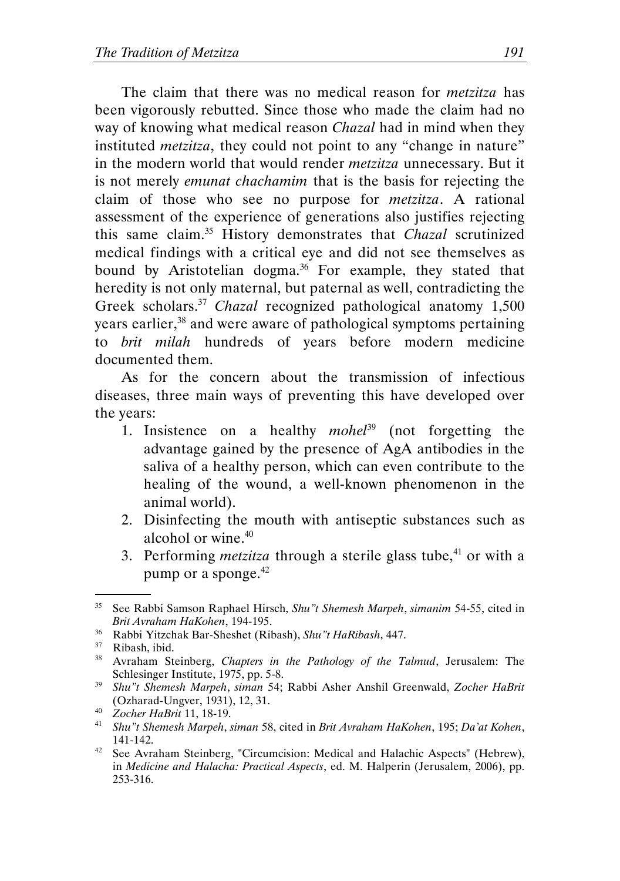The claim that there was no medical reason for *metzitza* has been vigorously rebutted. Since those who made the claim had no way of knowing what medical reason *Chazal* had in mind when they instituted *metzitza*, they could not point to any "change in nature" in the modern world that would render *metzitza* unnecessary. But it is not merely *emunat chachamim* that is the basis for rejecting the claim of those who see no purpose for *metzitza*. A rational assessment of the experience of generations also justifies rejecting this same claim.[35] History demonstrates that *Chazal* scrutinized medical findings with a critical eye and did not see themselves as bound by Aristotelian dogma.[36] For example, they stated that heredity is not only maternal, but paternal as well, contradicting the Greek scholars.[37] *Chazal* recognized pathological anatomy 1,500 years earlier,[38] and were aware of pathological symptoms pertaining to *brit milah* hundreds of years before modern medicine documented them.

As for the concern about the transmission of infectious diseases, three main ways of preventing this have developed over the years:

1. Insistence on a healthy *mohel*[39] (not forgetting the advantage gained by the presence of AgA antibodies in the saliva of a healthy person, which can even contribute to the healing of the wound, a well-known phenomenon in the animal world).
2. Disinfecting the mouth with antiseptic substances such as alcohol or wine.[40]
3. Performing *metzitza* through a sterile glass tube,[41] or with a pump or a sponge.[42]

---

[35] See Rabbi Samson Raphael Hirsch, *Shu"t Shemesh Marpeh*, *simanim* 54-55, cited in *Brit Avraham HaKohen*, 194-195.

[36] Rabbi Yitzchak Bar-Sheshet (Ribash), *Shu"t HaRibash*, 447.

[37] Ribash, ibid.

[38] Avraham Steinberg, *Chapters in the Pathology of the Talmud*, Jerusalem: The Schlesinger Institute, 1975, pp. 5-8.

[39] *Shu"t Shemesh Marpeh*, *siman* 54; Rabbi Asher Anshil Greenwald, *Zocher HaBrit* (Ozharad-Ungver, 1931), 12, 31.

[40] *Zocher HaBrit* 11, 18-19.

[41] *Shu"t Shemesh Marpeh*, *siman* 58, cited in *Brit Avraham HaKohen*, 195; *Da'at Kohen*, 141-142.

[42] See Avraham Steinberg, "Circumcision: Medical and Halachic Aspects" (Hebrew), in *Medicine and Halacha: Practical Aspects*, ed. M. Halperin (Jerusalem, 2006), pp. 253-316.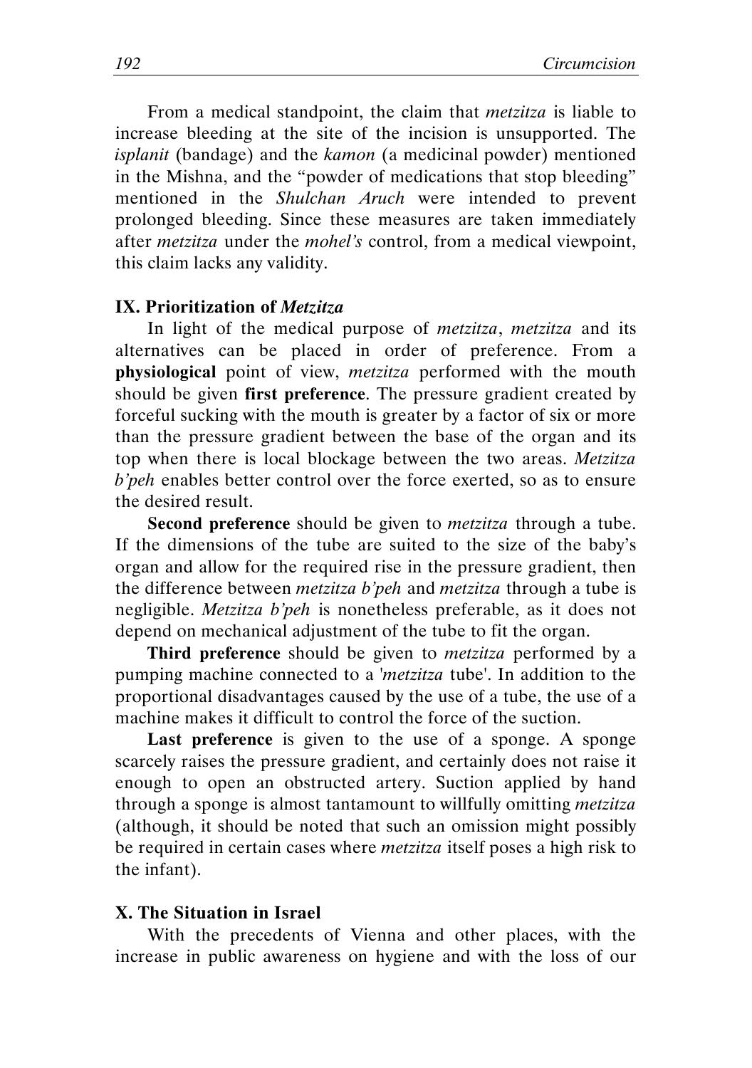From a medical standpoint, the claim that *metzitza* is liable to increase bleeding at the site of the incision is unsupported. The *isplanit* (bandage) and the *kamon* (a medicinal powder) mentioned in the Mishna, and the "powder of medications that stop bleeding" mentioned in the *Shulchan Aruch* were intended to prevent prolonged bleeding. Since these measures are taken immediately after *metzitza* under the *mohel's* control, from a medical viewpoint, this claim lacks any validity.

### IX. Prioritization of *Metzitza*

In light of the medical purpose of *metzitza*, *metzitza* and its alternatives can be placed in order of preference. From a **physiological** point of view, *metzitza* performed with the mouth should be given **first preference**. The pressure gradient created by forceful sucking with the mouth is greater by a factor of six or more than the pressure gradient between the base of the organ and its top when there is local blockage between the two areas. *Metzitza b'peh* enables better control over the force exerted, so as to ensure the desired result.

**Second preference** should be given to *metzitza* through a tube. If the dimensions of the tube are suited to the size of the baby's organ and allow for the required rise in the pressure gradient, then the difference between *metzitza b'peh* and *metzitza* through a tube is negligible. *Metzitza b'peh* is nonetheless preferable, as it does not depend on mechanical adjustment of the tube to fit the organ.

**Third preference** should be given to *metzitza* performed by a pumping machine connected to a '*metzitza* tube'. In addition to the proportional disadvantages caused by the use of a tube, the use of a machine makes it difficult to control the force of the suction.

**Last preference** is given to the use of a sponge. A sponge scarcely raises the pressure gradient, and certainly does not raise it enough to open an obstructed artery. Suction applied by hand through a sponge is almost tantamount to willfully omitting *metzitza* (although, it should be noted that such an omission might possibly be required in certain cases where *metzitza* itself poses a high risk to the infant).

### X. The Situation in Israel

With the precedents of Vienna and other places, with the increase in public awareness on hygiene and with the loss of our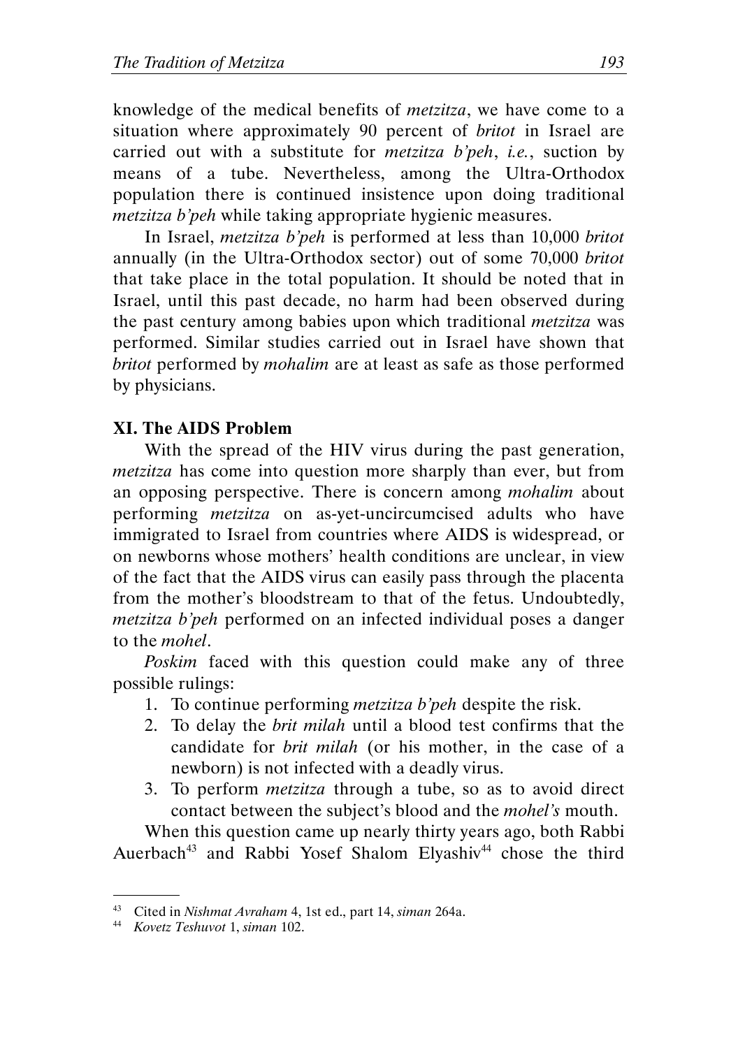knowledge of the medical benefits of *metzitza*, we have come to a situation where approximately 90 percent of *britot* in Israel are carried out with a substitute for *metzitza b'peh*, *i.e.*, suction by means of a tube. Nevertheless, among the Ultra-Orthodox population there is continued insistence upon doing traditional *metzitza b'peh* while taking appropriate hygienic measures.

In Israel, *metzitza b'peh* is performed at less than 10,000 *britot* annually (in the Ultra-Orthodox sector) out of some 70,000 *britot* that take place in the total population. It should be noted that in Israel, until this past decade, no harm had been observed during the past century among babies upon which traditional *metzitza* was performed. Similar studies carried out in Israel have shown that *britot* performed by *mohalim* are at least as safe as those performed by physicians.

### XI. The AIDS Problem

With the spread of the HIV virus during the past generation, *metzitza* has come into question more sharply than ever, but from an opposing perspective. There is concern among *mohalim* about performing *metzitza* on as-yet-uncircumcised adults who have immigrated to Israel from countries where AIDS is widespread, or on newborns whose mothers' health conditions are unclear, in view of the fact that the AIDS virus can easily pass through the placenta from the mother's bloodstream to that of the fetus. Undoubtedly, *metzitza b'peh* performed on an infected individual poses a danger to the *mohel*.

*Poskim* faced with this question could make any of three possible rulings:

1. To continue performing *metzitza b'peh* despite the risk.
2. To delay the *brit milah* until a blood test confirms that the candidate for *brit milah* (or his mother, in the case of a newborn) is not infected with a deadly virus.
3. To perform *metzitza* through a tube, so as to avoid direct contact between the subject's blood and the *mohel's* mouth.

When this question came up nearly thirty years ago, both Rabbi Auerbach[43] and Rabbi Yosef Shalom Elyashiv[44] chose the third

---

[43] Cited in *Nishmat Avraham* 4, 1st ed., part 14, *siman* 264a.

[44] *Kovetz Teshuvot* 1, *siman* 102.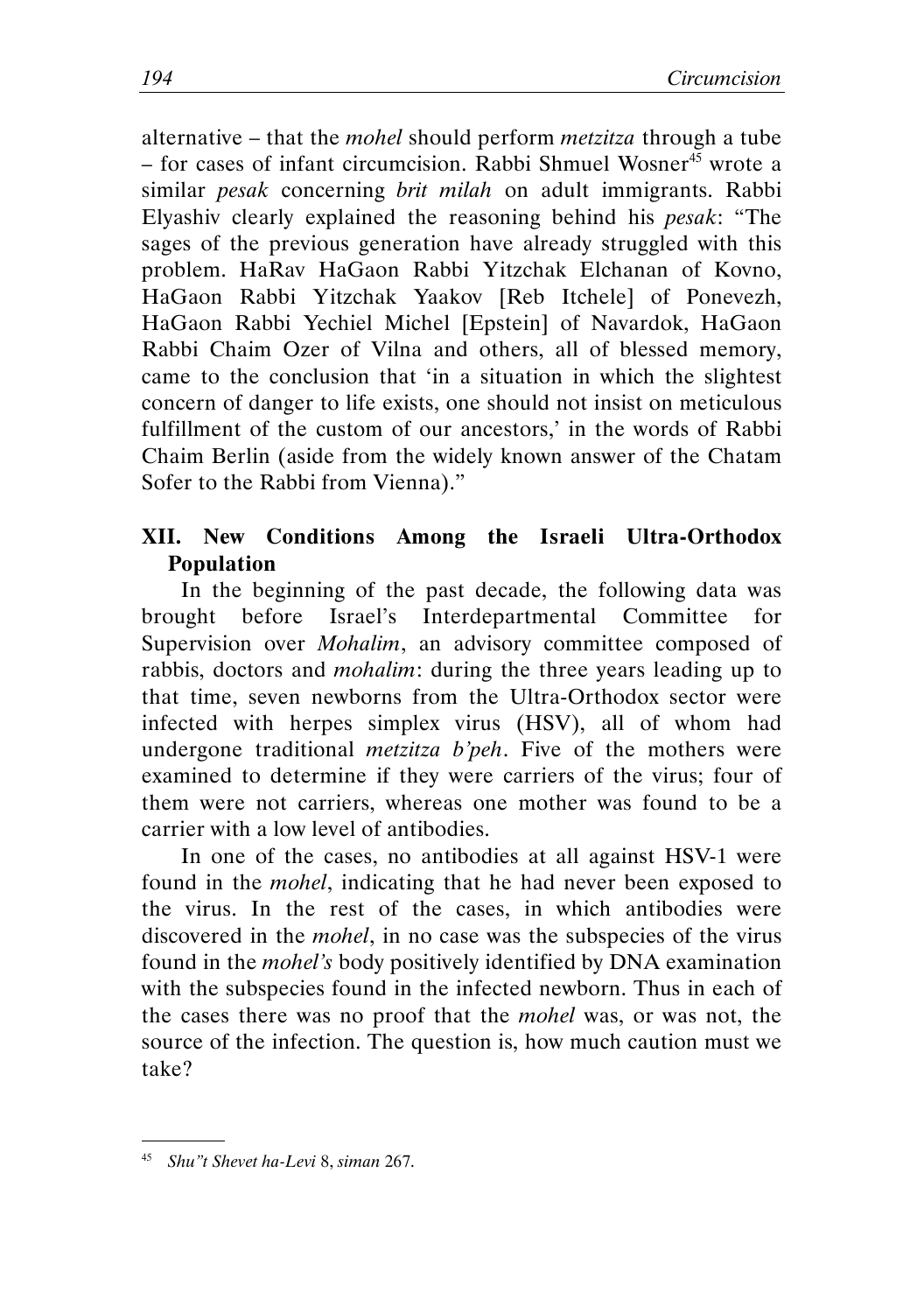alternative – that the *mohel* should perform *metzitza* through a tube – for cases of infant circumcision. Rabbi Shmuel Wosner[45] wrote a similar *pesak* concerning *brit milah* on adult immigrants. Rabbi Elyashiv clearly explained the reasoning behind his *pesak*: "The sages of the previous generation have already struggled with this problem. HaRav HaGaon Rabbi Yitzchak Elchanan of Kovno, HaGaon Rabbi Yitzchak Yaakov [Reb Itchele] of Ponevezh, HaGaon Rabbi Yechiel Michel [Epstein] of Navardok, HaGaon Rabbi Chaim Ozer of Vilna and others, all of blessed memory, came to the conclusion that 'in a situation in which the slightest concern of danger to life exists, one should not insist on meticulous fulfillment of the custom of our ancestors,' in the words of Rabbi Chaim Berlin (aside from the widely known answer of the Chatam Sofer to the Rabbi from Vienna)."

## XII. New Conditions Among the Israeli Ultra-Orthodox Population

In the beginning of the past decade, the following data was brought before Israel's Interdepartmental Committee for Supervision over *Mohalim*, an advisory committee composed of rabbis, doctors and *mohalim*: during the three years leading up to that time, seven newborns from the Ultra-Orthodox sector were infected with herpes simplex virus (HSV), all of whom had undergone traditional *metzitza b'peh*. Five of the mothers were examined to determine if they were carriers of the virus; four of them were not carriers, whereas one mother was found to be a carrier with a low level of antibodies.

In one of the cases, no antibodies at all against HSV-1 were found in the *mohel*, indicating that he had never been exposed to the virus. In the rest of the cases, in which antibodies were discovered in the *mohel*, in no case was the subspecies of the virus found in the *mohel's* body positively identified by DNA examination with the subspecies found in the infected newborn. Thus in each of the cases there was no proof that the *mohel* was, or was not, the source of the infection. The question is, how much caution must we take?

---

[45] *Shu"t Shevet ha-Levi* 8, *siman* 267.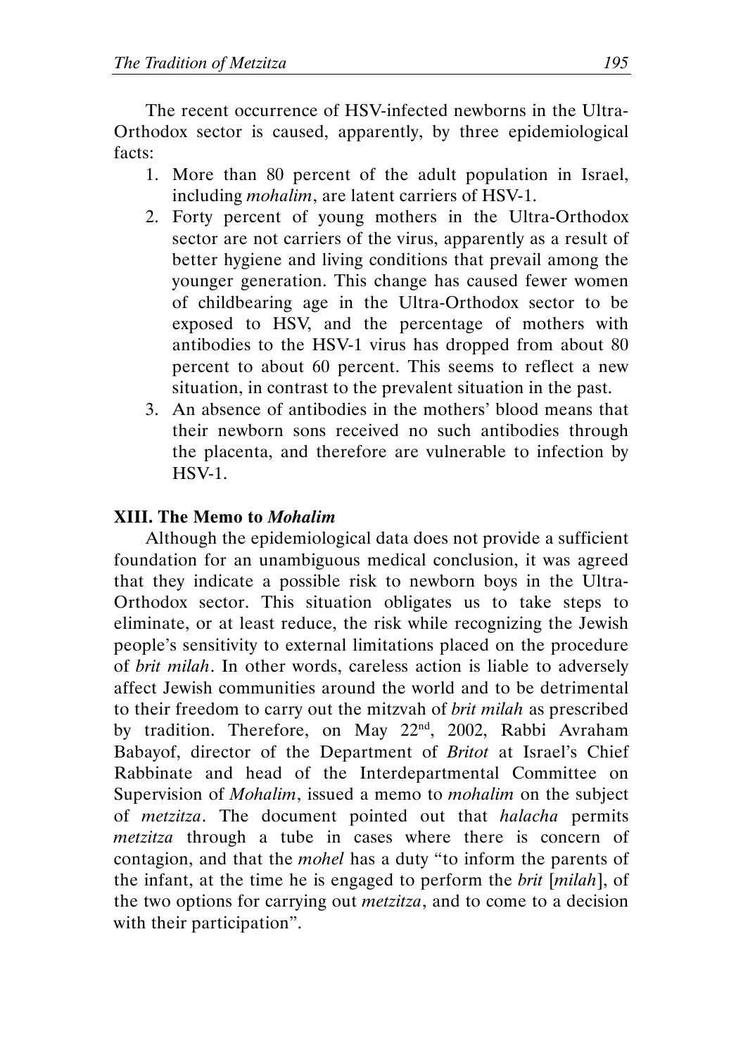The recent occurrence of HSV-infected newborns in the Ultra-Orthodox sector is caused, apparently, by three epidemiological facts:

1. More than 80 percent of the adult population in Israel, including *mohalim*, are latent carriers of HSV-1.
2. Forty percent of young mothers in the Ultra-Orthodox sector are not carriers of the virus, apparently as a result of better hygiene and living conditions that prevail among the younger generation. This change has caused fewer women of childbearing age in the Ultra-Orthodox sector to be exposed to HSV, and the percentage of mothers with antibodies to the HSV-1 virus has dropped from about 80 percent to about 60 percent. This seems to reflect a new situation, in contrast to the prevalent situation in the past.
3. An absence of antibodies in the mothers' blood means that their newborn sons received no such antibodies through the placenta, and therefore are vulnerable to infection by HSV-1.

## XIII. The Memo to *Mohalim*

Although the epidemiological data does not provide a sufficient foundation for an unambiguous medical conclusion, it was agreed that they indicate a possible risk to newborn boys in the Ultra-Orthodox sector. This situation obligates us to take steps to eliminate, or at least reduce, the risk while recognizing the Jewish people's sensitivity to external limitations placed on the procedure of *brit milah*. In other words, careless action is liable to adversely affect Jewish communities around the world and to be detrimental to their freedom to carry out the mitzvah of *brit milah* as prescribed by tradition. Therefore, on May 22nd, 2002, Rabbi Avraham Babayof, director of the Department of *Britot* at Israel's Chief Rabbinate and head of the Interdepartmental Committee on Supervision of *Mohalim*, issued a memo to *mohalim* on the subject of *metzitza*. The document pointed out that *halacha* permits *metzitza* through a tube in cases where there is concern of contagion, and that the *mohel* has a duty "to inform the parents of the infant, at the time he is engaged to perform the *brit* [*milah*], of the two options for carrying out *metzitza*, and to come to a decision with their participation".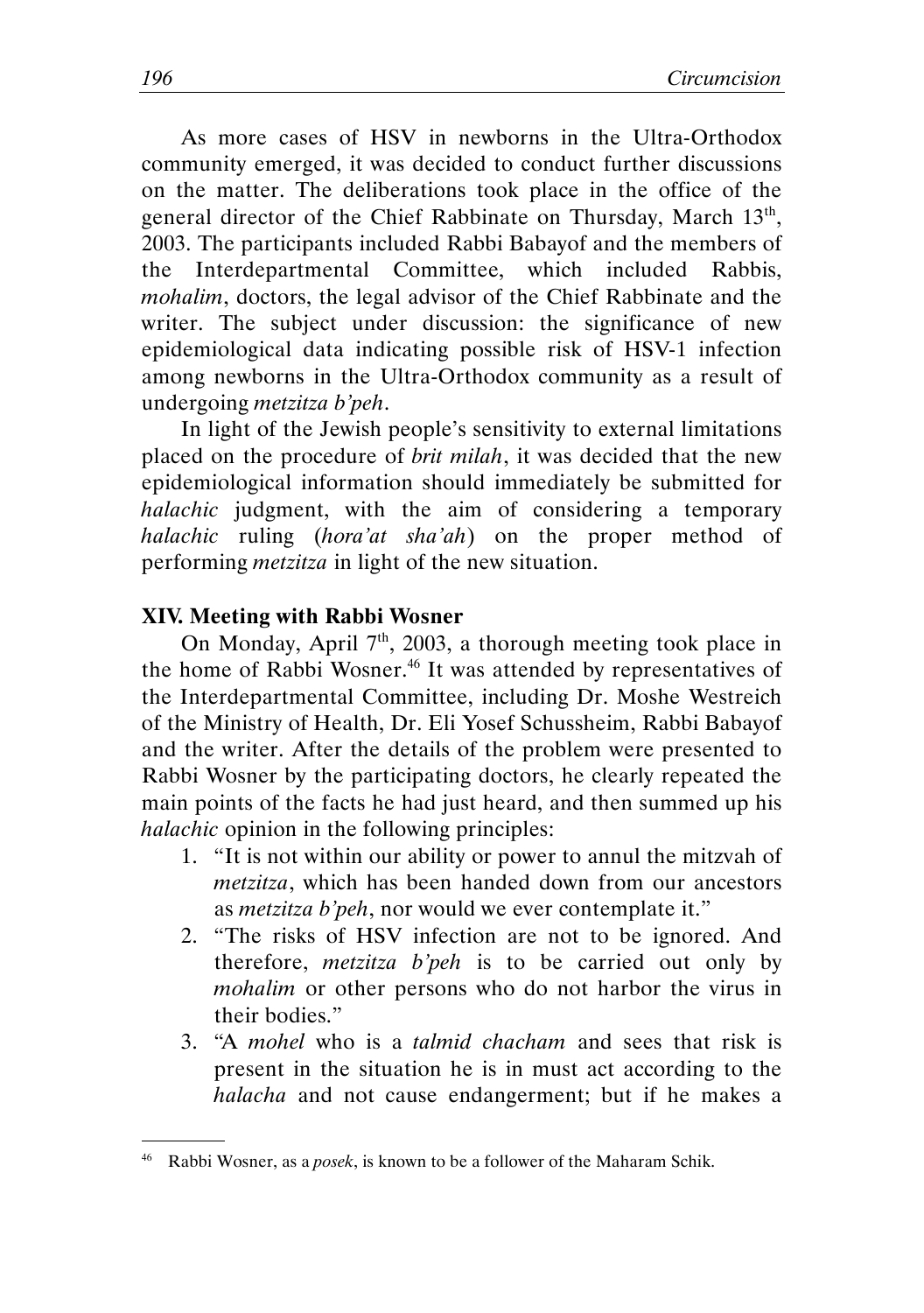As more cases of HSV in newborns in the Ultra-Orthodox community emerged, it was decided to conduct further discussions on the matter. The deliberations took place in the office of the general director of the Chief Rabbinate on Thursday, March 13th, 2003. The participants included Rabbi Babayof and the members of the Interdepartmental Committee, which included Rabbis, *mohalim*, doctors, the legal advisor of the Chief Rabbinate and the writer. The subject under discussion: the significance of new epidemiological data indicating possible risk of HSV-1 infection among newborns in the Ultra-Orthodox community as a result of undergoing *metzitza b'peh*.

In light of the Jewish people's sensitivity to external limitations placed on the procedure of *brit milah*, it was decided that the new epidemiological information should immediately be submitted for *halachic* judgment, with the aim of considering a temporary *halachic* ruling (*hora'at sha'ah*) on the proper method of performing *metzitza* in light of the new situation.

### XIV. Meeting with Rabbi Wosner

On Monday, April 7th, 2003, a thorough meeting took place in the home of Rabbi Wosner.[46] It was attended by representatives of the Interdepartmental Committee, including Dr. Moshe Westreich of the Ministry of Health, Dr. Eli Yosef Schussheim, Rabbi Babayof and the writer. After the details of the problem were presented to Rabbi Wosner by the participating doctors, he clearly repeated the main points of the facts he had just heard, and then summed up his *halachic* opinion in the following principles:

1. "It is not within our ability or power to annul the mitzvah of *metzitza*, which has been handed down from our ancestors as *metzitza b'peh*, nor would we ever contemplate it."
2. "The risks of HSV infection are not to be ignored. And therefore, *metzitza b'peh* is to be carried out only by *mohalim* or other persons who do not harbor the virus in their bodies."
3. "A *mohel* who is a *talmid chacham* and sees that risk is present in the situation he is in must act according to the *halacha* and not cause endangerment; but if he makes a

---

[46] Rabbi Wosner, as a *posek*, is known to be a follower of the Maharam Schik.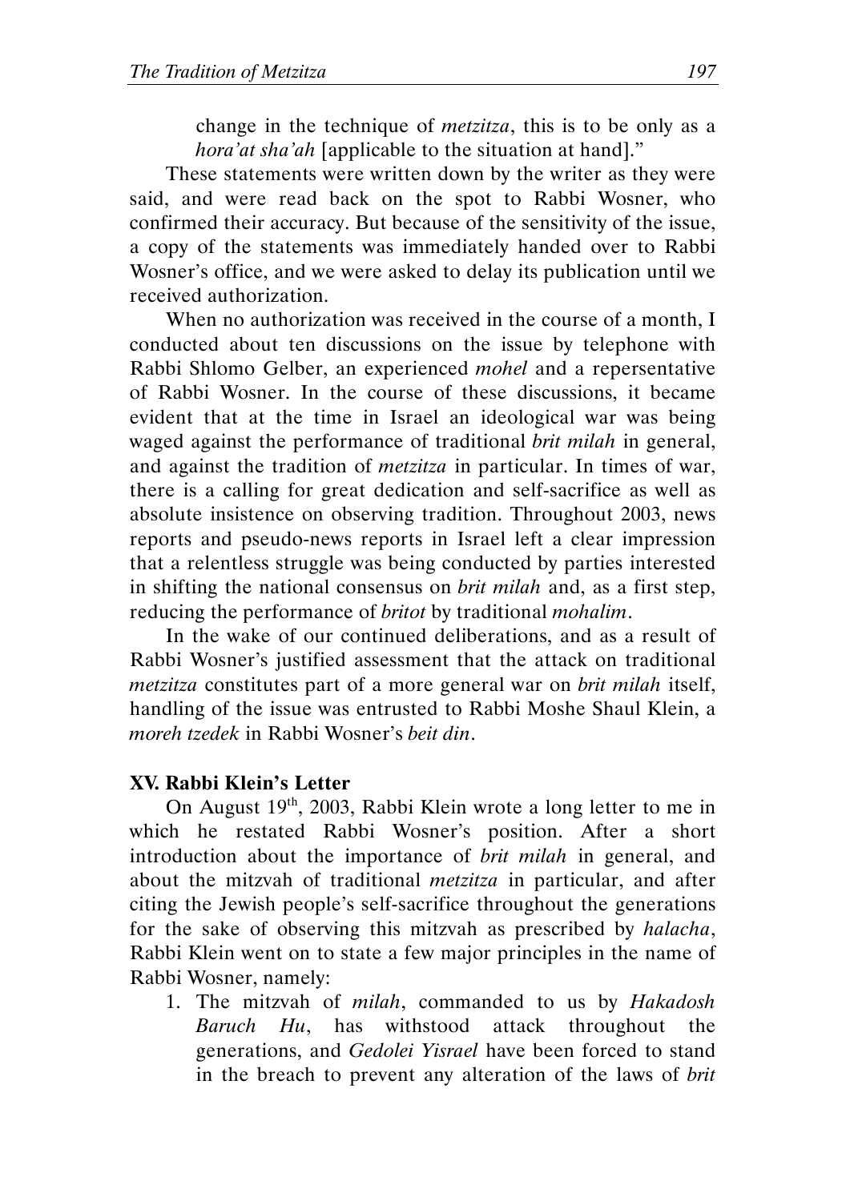change in the technique of *metzitza*, this is to be only as a *hora'at sha'ah* [applicable to the situation at hand]."

These statements were written down by the writer as they were said, and were read back on the spot to Rabbi Wosner, who confirmed their accuracy. But because of the sensitivity of the issue, a copy of the statements was immediately handed over to Rabbi Wosner's office, and we were asked to delay its publication until we received authorization.

When no authorization was received in the course of a month, I conducted about ten discussions on the issue by telephone with Rabbi Shlomo Gelber, an experienced *mohel* and a repersentative of Rabbi Wosner. In the course of these discussions, it became evident that at the time in Israel an ideological war was being waged against the performance of traditional *brit milah* in general, and against the tradition of *metzitza* in particular. In times of war, there is a calling for great dedication and self-sacrifice as well as absolute insistence on observing tradition. Throughout 2003, news reports and pseudo-news reports in Israel left a clear impression that a relentless struggle was being conducted by parties interested in shifting the national consensus on *brit milah* and, as a first step, reducing the performance of *britot* by traditional *mohalim*.

In the wake of our continued deliberations, and as a result of Rabbi Wosner's justified assessment that the attack on traditional *metzitza* constitutes part of a more general war on *brit milah* itself, handling of the issue was entrusted to Rabbi Moshe Shaul Klein, a *moreh tzedek* in Rabbi Wosner's *beit din*.

**XV. Rabbi Klein's Letter**

On August 19th, 2003, Rabbi Klein wrote a long letter to me in which he restated Rabbi Wosner's position. After a short introduction about the importance of *brit milah* in general, and about the mitzvah of traditional *metzitza* in particular, and after citing the Jewish people's self-sacrifice throughout the generations for the sake of observing this mitzvah as prescribed by *halacha*, Rabbi Klein went on to state a few major principles in the name of Rabbi Wosner, namely:

1. The mitzvah of *milah*, commanded to us by *Hakadosh Baruch Hu*, has withstood attack throughout the generations, and *Gedolei Yisrael* have been forced to stand in the breach to prevent any alteration of the laws of *brit*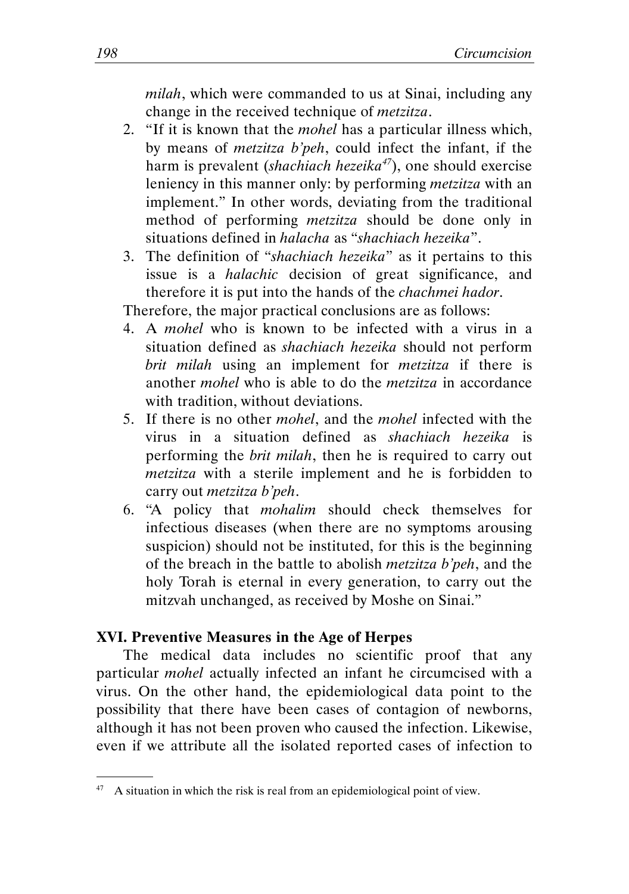*milah*, which were commanded to us at Sinai, including any change in the received technique of *metzitza*.

2. "If it is known that the *mohel* has a particular illness which, by means of *metzitza b'peh*, could infect the infant, if the harm is prevalent (*shachiach hezeika*[47]), one should exercise leniency in this manner only: by performing *metzitza* with an implement." In other words, deviating from the traditional method of performing *metzitza* should be done only in situations defined in *halacha* as "*shachiach hezeika*".
3. The definition of "*shachiach hezeika*" as it pertains to this issue is a *halachic* decision of great significance, and therefore it is put into the hands of the *chachmei hador*.

Therefore, the major practical conclusions are as follows:

4. A *mohel* who is known to be infected with a virus in a situation defined as *shachiach hezeika* should not perform *brit milah* using an implement for *metzitza* if there is another *mohel* who is able to do the *metzitza* in accordance with tradition, without deviations.
5. If there is no other *mohel*, and the *mohel* infected with the virus in a situation defined as *shachiach hezeika* is performing the *brit milah*, then he is required to carry out *metzitza* with a sterile implement and he is forbidden to carry out *metzitza b'peh*.
6. "A policy that *mohalim* should check themselves for infectious diseases (when there are no symptoms arousing suspicion) should not be instituted, for this is the beginning of the breach in the battle to abolish *metzitza b'peh*, and the holy Torah is eternal in every generation, to carry out the mitzvah unchanged, as received by Moshe on Sinai."

### XVI. Preventive Measures in the Age of Herpes

The medical data includes no scientific proof that any particular *mohel* actually infected an infant he circumcised with a virus. On the other hand, the epidemiological data point to the possibility that there have been cases of contagion of newborns, although it has not been proven who caused the infection. Likewise, even if we attribute all the isolated reported cases of infection to

---

[47] A situation in which the risk is real from an epidemiological point of view.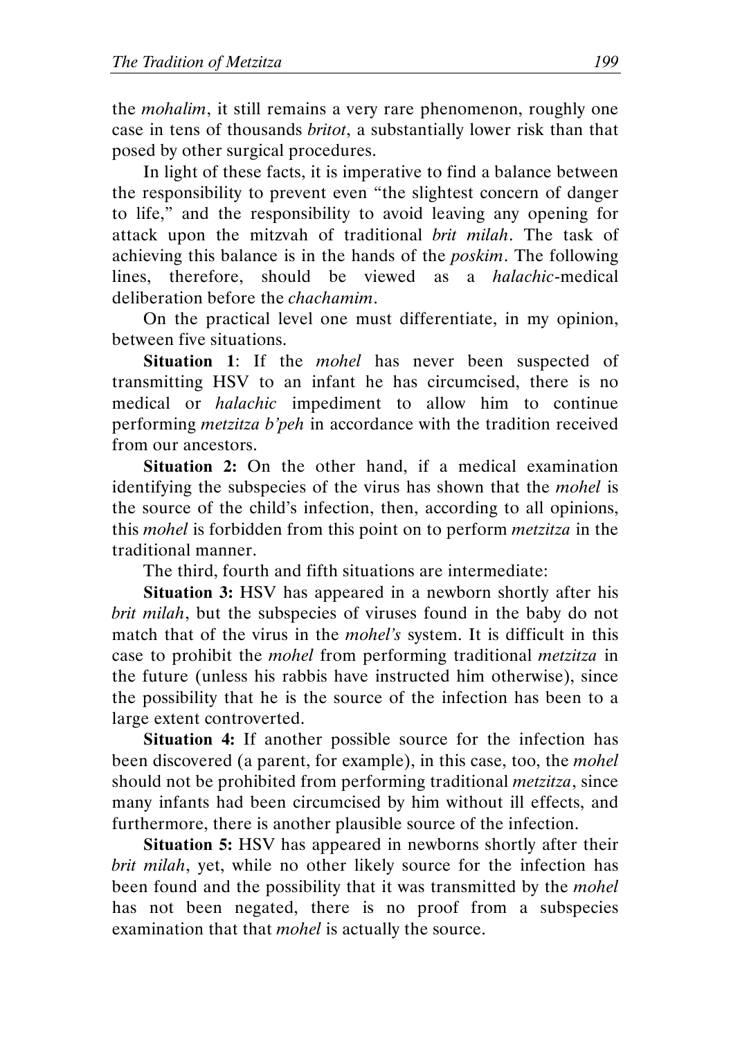the *mohalim*, it still remains a very rare phenomenon, roughly one case in tens of thousands *britot*, a substantially lower risk than that posed by other surgical procedures.

In light of these facts, it is imperative to find a balance between the responsibility to prevent even "the slightest concern of danger to life," and the responsibility to avoid leaving any opening for attack upon the mitzvah of traditional *brit milah*. The task of achieving this balance is in the hands of the *poskim*. The following lines, therefore, should be viewed as a *halachic*-medical deliberation before the *chachamim*.

On the practical level one must differentiate, in my opinion, between five situations.

**Situation 1**: If the *mohel* has never been suspected of transmitting HSV to an infant he has circumcised, there is no medical or *halachic* impediment to allow him to continue performing *metzitza b'peh* in accordance with the tradition received from our ancestors.

**Situation 2:** On the other hand, if a medical examination identifying the subspecies of the virus has shown that the *mohel* is the source of the child's infection, then, according to all opinions, this *mohel* is forbidden from this point on to perform *metzitza* in the traditional manner.

The third, fourth and fifth situations are intermediate:

**Situation 3:** HSV has appeared in a newborn shortly after his *brit milah*, but the subspecies of viruses found in the baby do not match that of the virus in the *mohel's* system. It is difficult in this case to prohibit the *mohel* from performing traditional *metzitza* in the future (unless his rabbis have instructed him otherwise), since the possibility that he is the source of the infection has been to a large extent controverted.

**Situation 4:** If another possible source for the infection has been discovered (a parent, for example), in this case, too, the *mohel* should not be prohibited from performing traditional *metzitza*, since many infants had been circumcised by him without ill effects, and furthermore, there is another plausible source of the infection.

**Situation 5:** HSV has appeared in newborns shortly after their *brit milah*, yet, while no other likely source for the infection has been found and the possibility that it was transmitted by the *mohel* has not been negated, there is no proof from a subspecies examination that that *mohel* is actually the source.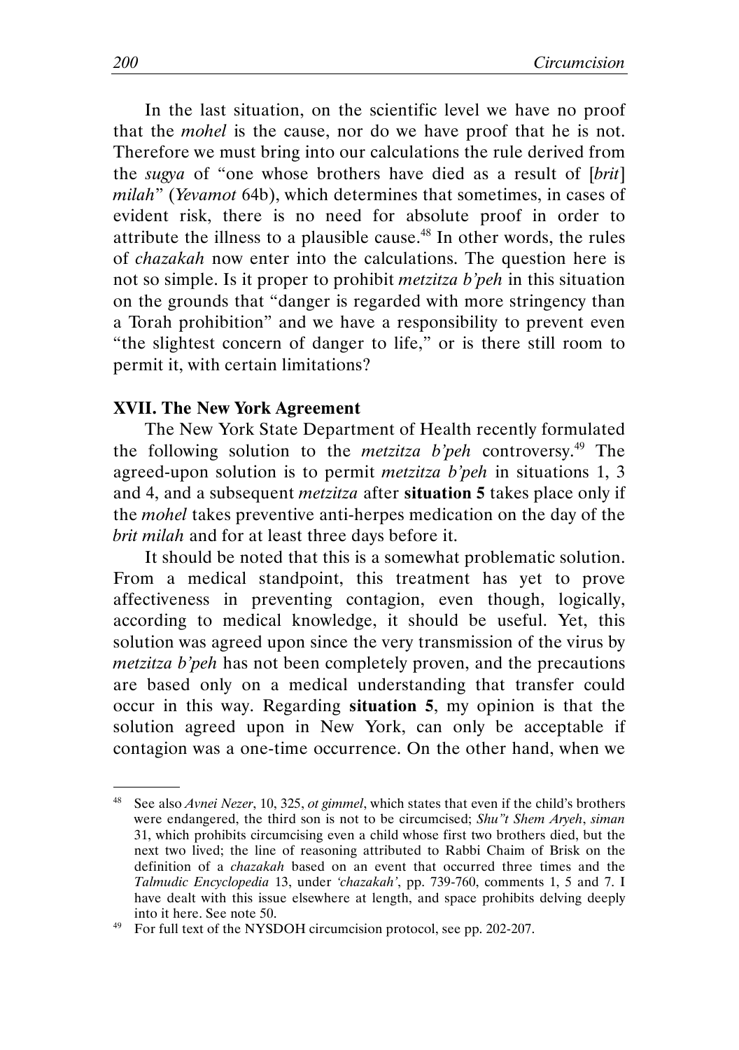In the last situation, on the scientific level we have no proof that the *mohel* is the cause, nor do we have proof that he is not. Therefore we must bring into our calculations the rule derived from the *sugya* of "one whose brothers have died as a result of [*brit*] *milah*" (*Yevamot* 64b), which determines that sometimes, in cases of evident risk, there is no need for absolute proof in order to attribute the illness to a plausible cause.[48] In other words, the rules of *chazakah* now enter into the calculations. The question here is not so simple. Is it proper to prohibit *metzitza b'peh* in this situation on the grounds that "danger is regarded with more stringency than a Torah prohibition" and we have a responsibility to prevent even "the slightest concern of danger to life," or is there still room to permit it, with certain limitations?

### XVII. The New York Agreement

The New York State Department of Health recently formulated the following solution to the *metzitza b'peh* controversy.[49] The agreed-upon solution is to permit *metzitza b'peh* in situations 1, 3 and 4, and a subsequent *metzitza* after **situation 5** takes place only if the *mohel* takes preventive anti-herpes medication on the day of the *brit milah* and for at least three days before it.

It should be noted that this is a somewhat problematic solution. From a medical standpoint, this treatment has yet to prove affectiveness in preventing contagion, even though, logically, according to medical knowledge, it should be useful. Yet, this solution was agreed upon since the very transmission of the virus by *metzitza b'peh* has not been completely proven, and the precautions are based only on a medical understanding that transfer could occur in this way. Regarding **situation 5**, my opinion is that the solution agreed upon in New York, can only be acceptable if contagion was a one-time occurrence. On the other hand, when we

---

[48] See also *Avnei Nezer*, 10, 325, *ot gimmel*, which states that even if the child's brothers were endangered, the third son is not to be circumcised; *Shu"t Shem Aryeh*, *siman* 31, which prohibits circumcising even a child whose first two brothers died, but the next two lived; the line of reasoning attributed to Rabbi Chaim of Brisk on the definition of a *chazakah* based on an event that occurred three times and the *Talmudic Encyclopedia* 13, under *'chazakah'*, pp. 739-760, comments 1, 5 and 7. I have dealt with this issue elsewhere at length, and space prohibits delving deeply into it here. See note 50.

[49] For full text of the NYSDOH circumcision protocol, see pp. 202-207.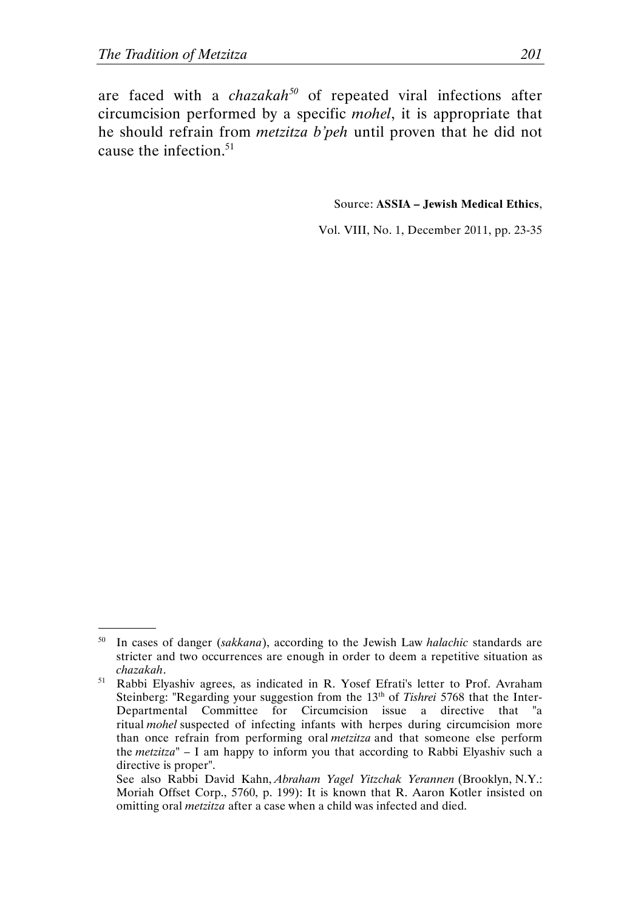are faced with a *chazakah*[50] of repeated viral infections after circumcision performed by a specific *mohel*, it is appropriate that he should refrain from *metzitza b'peh* until proven that he did not cause the infection.[51]

Source: **ASSIA – Jewish Medical Ethics**,

Vol. VIII, No. 1, December 2011, pp. 23-35

---

[50] In cases of danger (*sakkana*), according to the Jewish Law *halachic* standards are stricter and two occurrences are enough in order to deem a repetitive situation as *chazakah*.

[51] Rabbi Elyashiv agrees, as indicated in R. Yosef Efrati's letter to Prof. Avraham Steinberg: "Regarding your suggestion from the 13th of *Tishrei* 5768 that the Inter-Departmental Committee for Circumcision issue a directive that "a ritual *mohel* suspected of infecting infants with herpes during circumcision more than once refrain from performing oral *metzitza* and that someone else perform the *metzitza*" – I am happy to inform you that according to Rabbi Elyashiv such a directive is proper".

See also Rabbi David Kahn, *Abraham Yagel Yitzchak Yerannen* (Brooklyn, N.Y.: Moriah Offset Corp., 5760, p. 199): It is known that R. Aaron Kotler insisted on omitting oral *metzitza* after a case when a child was infected and died.